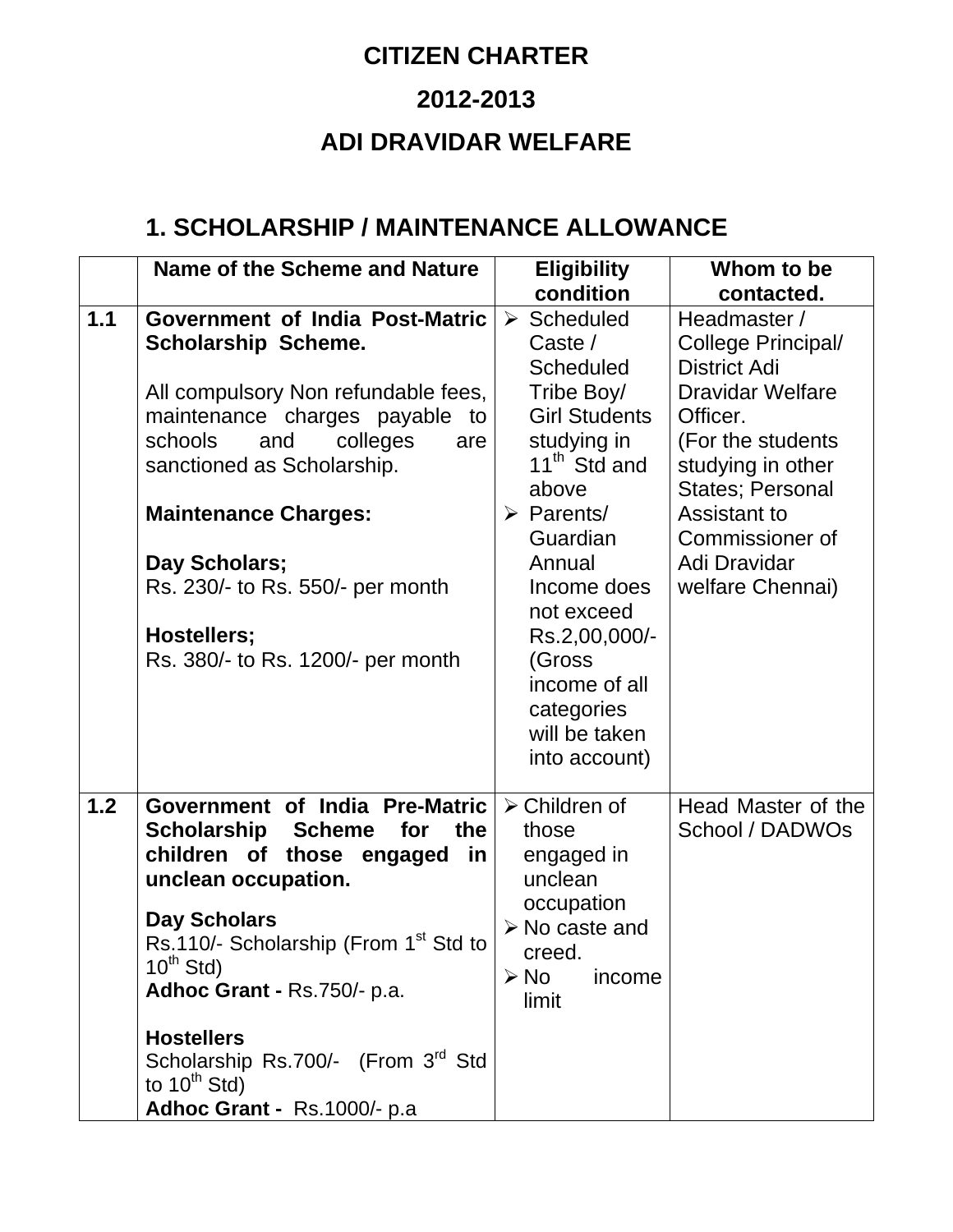# CITIZEN CHARTER

# 2012-2013

# ADI DRAVIDAR WELFARE

## 1. SCHOLARSHIP / MAINTENANCE ALLOWANCE

| | Name of the Scheme and Nature | Eligibility condition | Whom to be contacted. |
|---|---|---|---|
| 1.1 | **Government of India Post-Matric Scholarship Scheme.**<br><br>All compulsory Non refundable fees, maintenance charges payable to schools and colleges are sanctioned as Scholarship.<br><br>**Maintenance Charges:**<br><br>**Day Scholars;**<br>Rs. 230/- to Rs. 550/- per month<br><br>**Hostellers;**<br>Rs. 380/- to Rs. 1200/- per month | ➢ Scheduled Caste / Scheduled Tribe Boy/ Girl Students studying in 11th Std and above<br>➢ Parents/ Guardian Annual Income does not exceed Rs.2,00,000/- (Gross income of all categories will be taken into account) | Headmaster / College Principal/ District Adi Dravidar Welfare Officer.<br>(For the students studying in other States; Personal Assistant to Commissioner of Adi Dravidar welfare Chennai) |
| 1.2 | **Government of India Pre-Matric Scholarship Scheme for the children of those engaged in unclean occupation.**<br><br>**Day Scholars**<br>Rs.110/- Scholarship (From 1st Std to 10th Std)<br>**Adhoc Grant -** Rs.750/- p.a.<br><br>**Hostellers**<br>Scholarship Rs.700/- (From 3rd Std to 10th Std)<br>**Adhoc Grant -** Rs.1000/- p.a | ➢ Children of those engaged in unclean occupation<br>➢ No caste and creed.<br>➢ No income limit | Head Master of the School / DADWOs |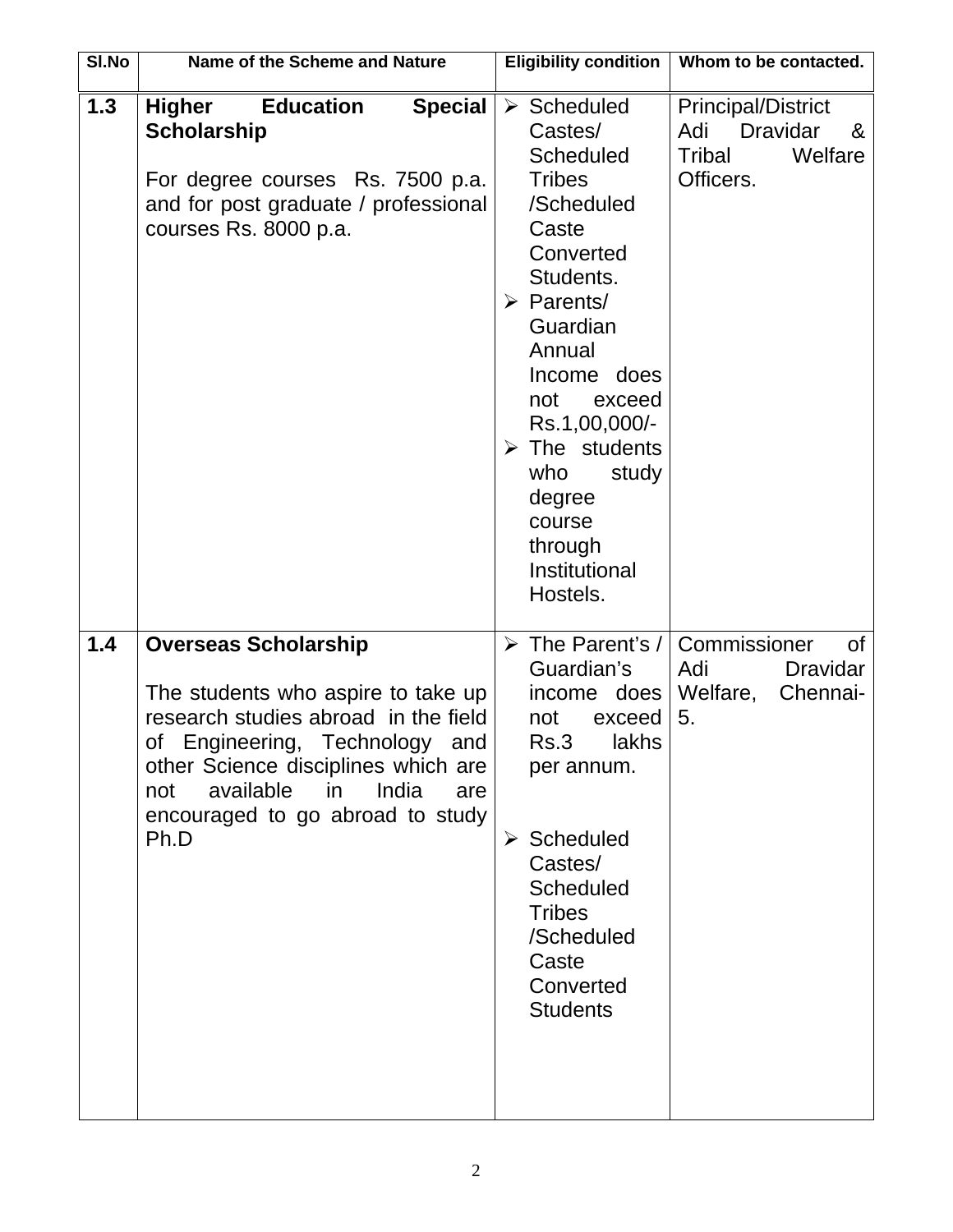| Sl.No | Name of the Scheme and Nature | Eligibility condition | Whom to be contacted. |
| --- | --- | --- | --- |
| 1.3 | **Higher Education Special Scholarship**<br><br>For degree courses Rs. 7500 p.a. and for post graduate / professional courses Rs. 8000 p.a. | ➢ Scheduled Castes/ Scheduled Tribes /Scheduled Caste Converted Students.<br>➢ Parents/ Guardian Annual Income does not exceed Rs.1,00,000/-<br>➢ The students who study degree course through Institutional Hostels. | Principal/District Adi Dravidar & Tribal Welfare Officers. |
| 1.4 | **Overseas Scholarship**<br><br>The students who aspire to take up research studies abroad in the field of Engineering, Technology and other Science disciplines which are not available in India are encouraged to go abroad to study Ph.D | ➢ The Parent's / Guardian's income does not exceed Rs.3 lakhs per annum.<br><br>➢ Scheduled Castes/ Scheduled Tribes /Scheduled Caste Converted Students | Commissioner of Adi Dravidar Welfare, Chennai-5. |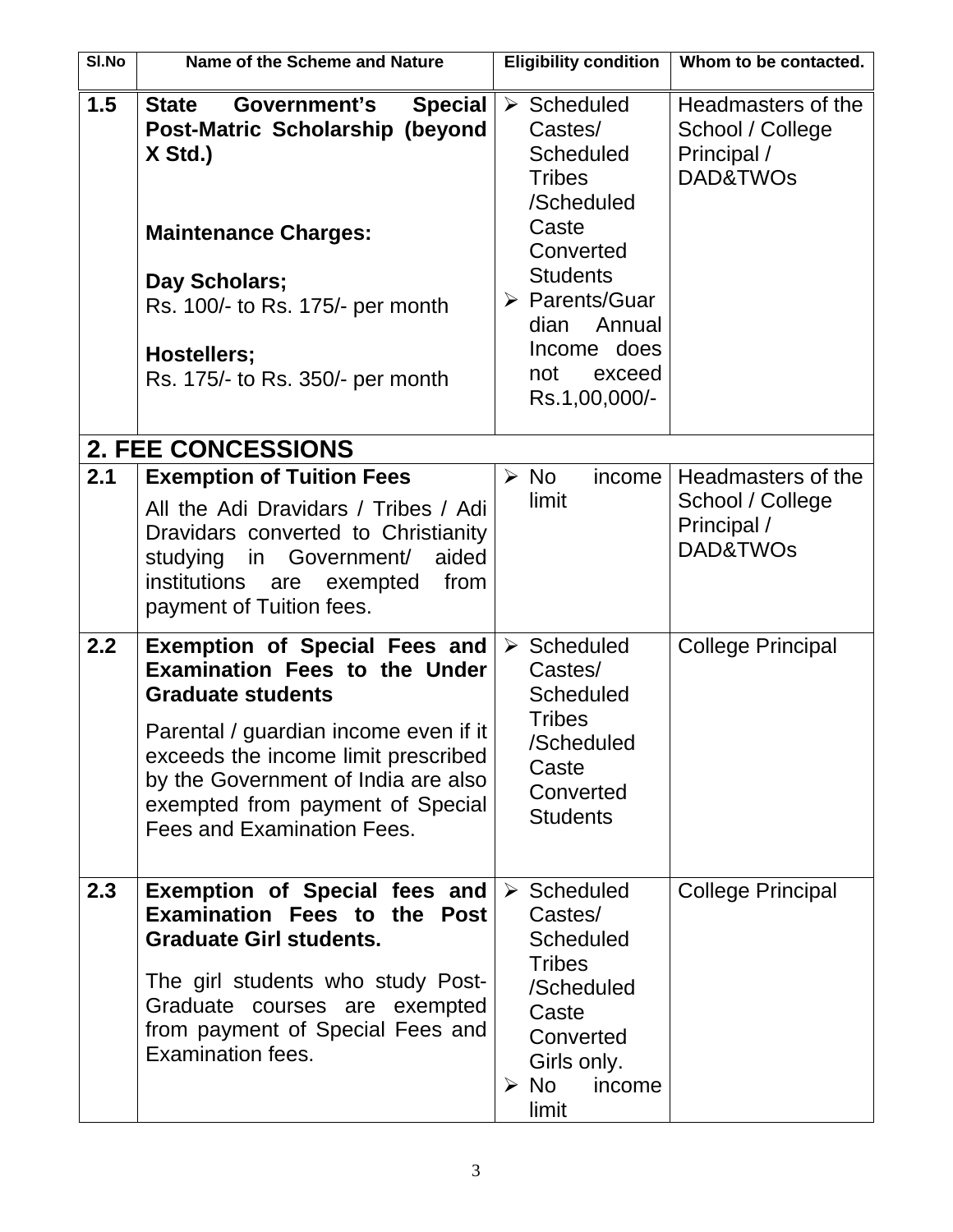| Sl.No | Name of the Scheme and Nature | Eligibility condition | Whom to be contacted. |
|---|---|---|---|
| 1.5 | **State Government's Special Post-Matric Scholarship (beyond X Std.)**<br><br>**Maintenance Charges:**<br><br>**Day Scholars;**<br>Rs. 100/- to Rs. 175/- per month<br><br>**Hostellers;**<br>Rs. 175/- to Rs. 350/- per month | ➢ Scheduled Castes/ Scheduled Tribes /Scheduled Caste Converted Students<br>➢ Parents/Guardian Annual Income does not exceed Rs.1,00,000/- | Headmasters of the School / College Principal / DAD&TWOs |
| **2. FEE CONCESSIONS** | | | |
| 2.1 | **Exemption of Tuition Fees**<br>All the Adi Dravidars / Tribes / Adi Dravidars converted to Christianity studying in Government/ aided institutions are exempted from payment of Tuition fees. | ➢ No income limit | Headmasters of the School / College Principal / DAD&TWOs |
| 2.2 | **Exemption of Special Fees and Examination Fees to the Under Graduate students**<br>Parental / guardian income even if it exceeds the income limit prescribed by the Government of India are also exempted from payment of Special Fees and Examination Fees. | ➢ Scheduled Castes/ Scheduled Tribes /Scheduled Caste Converted Students | College Principal |
| 2.3 | **Exemption of Special fees and Examination Fees to the Post Graduate Girl students.**<br>The girl students who study Post-Graduate courses are exempted from payment of Special Fees and Examination fees. | ➢ Scheduled Castes/ Scheduled Tribes /Scheduled Caste Converted Girls only.<br>➢ No income limit | College Principal |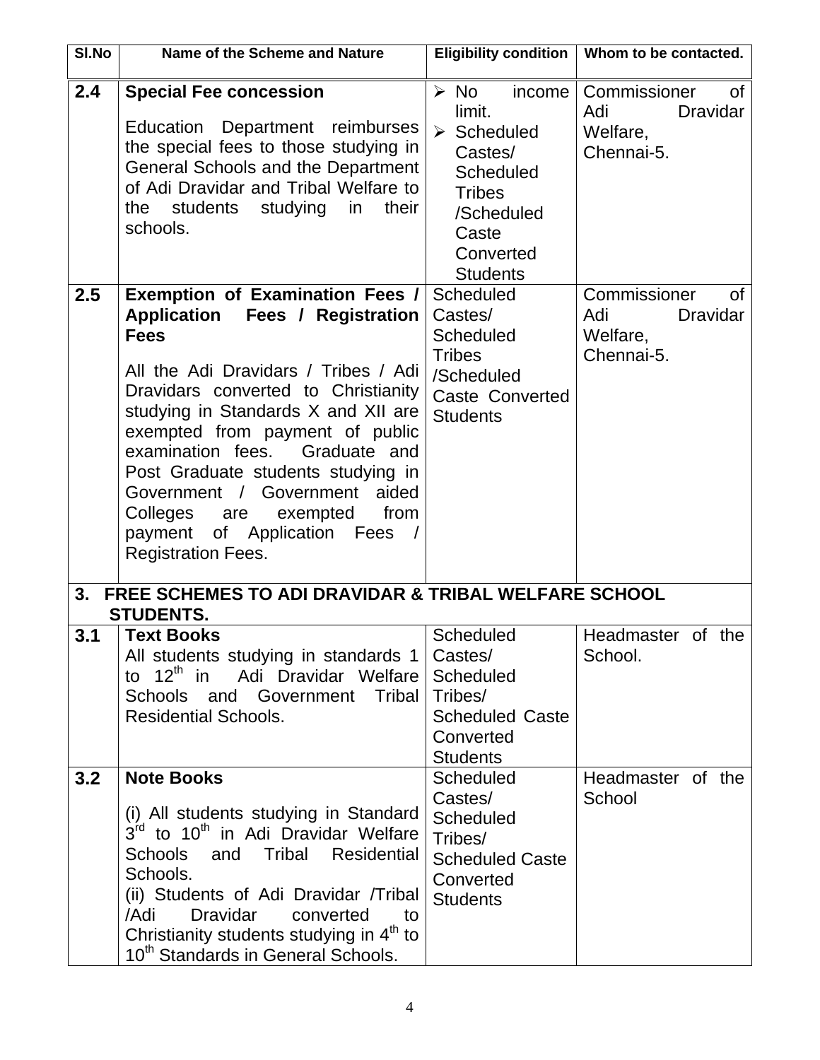| Sl.No | Name of the Scheme and Nature | Eligibility condition | Whom to be contacted. |
|---|---|---|---|
| 2.4 | **Special Fee concession**<br><br>Education Department reimburses the special fees to those studying in General Schools and the Department of Adi Dravidar and Tribal Welfare to the students studying in their schools. | ➢ No income limit.<br>➢ Scheduled Castes/ Scheduled Tribes /Scheduled Caste Converted Students | Commissioner of Adi Dravidar Welfare, Chennai-5. |
| 2.5 | **Exemption of Examination Fees / Application Fees / Registration Fees**<br><br>All the Adi Dravidars / Tribes / Adi Dravidars converted to Christianity studying in Standards X and XII are exempted from payment of public examination fees. Graduate and Post Graduate students studying in Government / Government aided Colleges are exempted from payment of Application Fees / Registration Fees. | Scheduled Castes/ Scheduled Tribes /Scheduled Caste Converted Students | Commissioner of Adi Dravidar Welfare, Chennai-5. |
| **3.** | **FREE SCHEMES TO ADI DRAVIDAR & TRIBAL WELFARE SCHOOL STUDENTS.** | | |
| 3.1 | **Text Books**<br>All students studying in standards 1 to 12th in Adi Dravidar Welfare Schools and Government Tribal Residential Schools. | Scheduled Castes/ Scheduled Tribes/ Scheduled Caste Converted Students | Headmaster of the School. |
| 3.2 | **Note Books**<br><br>(i) All students studying in Standard 3rd to 10th in Adi Dravidar Welfare Schools and Tribal Residential Schools.<br>(ii) Students of Adi Dravidar /Tribal /Adi Dravidar converted to Christianity students studying in 4th to 10th Standards in General Schools. | Scheduled Castes/ Scheduled Tribes/ Scheduled Caste Converted Students | Headmaster of the School |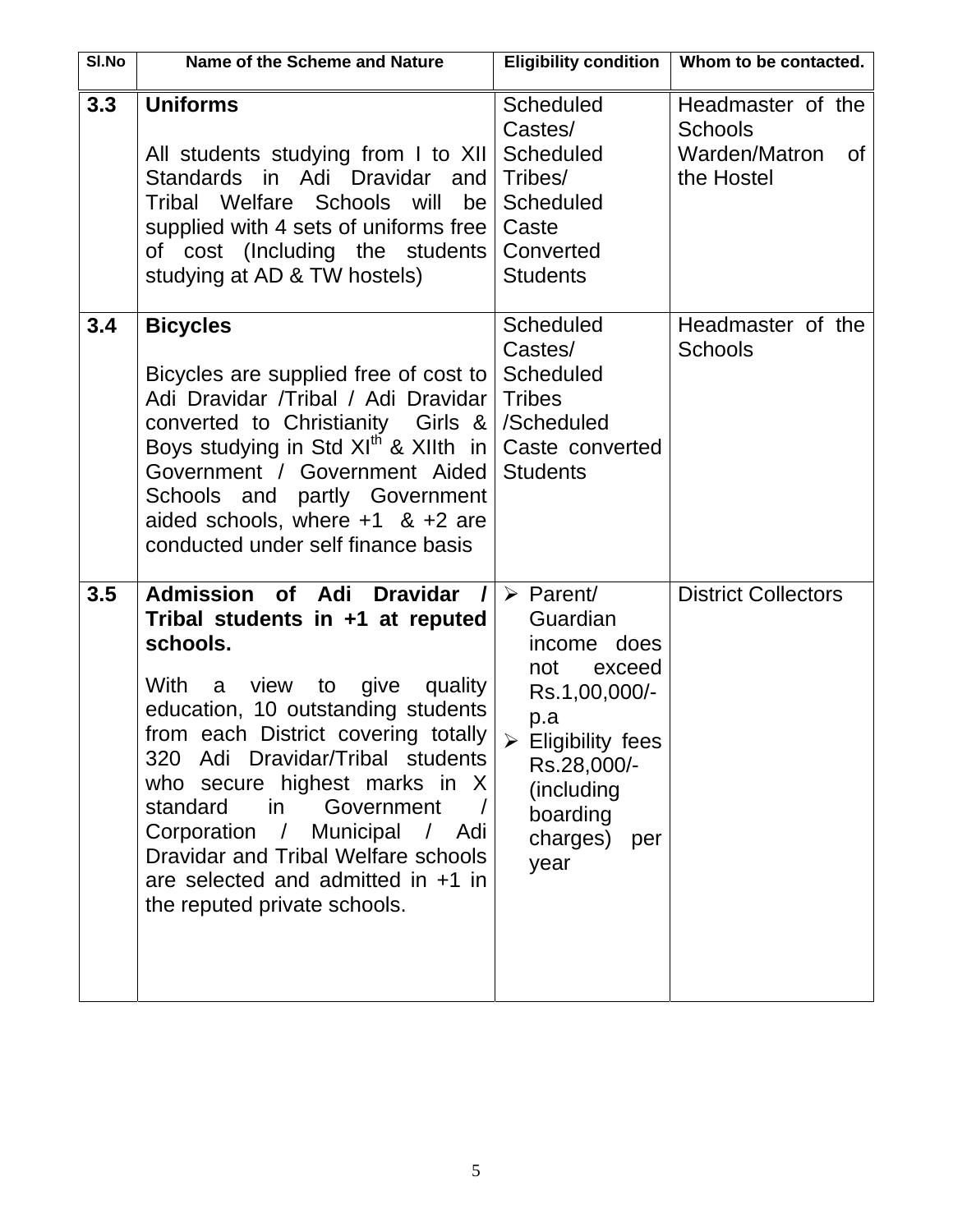| Sl.No | Name of the Scheme and Nature | Eligibility condition | Whom to be contacted. |
|---|---|---|---|
| 3.3 | **Uniforms**<br><br>All students studying from I to XII Standards in Adi Dravidar and Tribal Welfare Schools will be supplied with 4 sets of uniforms free of cost (Including the students studying at AD & TW hostels) | Scheduled Castes/ Scheduled Tribes/ Scheduled Caste Converted Students | Headmaster of the Schools Warden/Matron of the Hostel |
| 3.4 | **Bicycles**<br><br>Bicycles are supplied free of cost to Adi Dravidar /Tribal / Adi Dravidar converted to Christianity Girls & Boys studying in Std XI$^{th}$ & XIIth in Government / Government Aided Schools and partly Government aided schools, where +1 & +2 are conducted under self finance basis | Scheduled Castes/ Scheduled Tribes /Scheduled Caste converted Students | Headmaster of the Schools |
| 3.5 | **Admission of Adi Dravidar / Tribal students in +1 at reputed schools.**<br><br>With a view to give quality education, 10 outstanding students from each District covering totally 320 Adi Dravidar/Tribal students who secure highest marks in X standard in Government / Corporation / Municipal / Adi Dravidar and Tribal Welfare schools are selected and admitted in +1 in the reputed private schools. | ➢ Parent/ Guardian income does not exceed Rs.1,00,000/- p.a<br>➢ Eligibility fees Rs.28,000/- (including boarding charges) per year | District Collectors |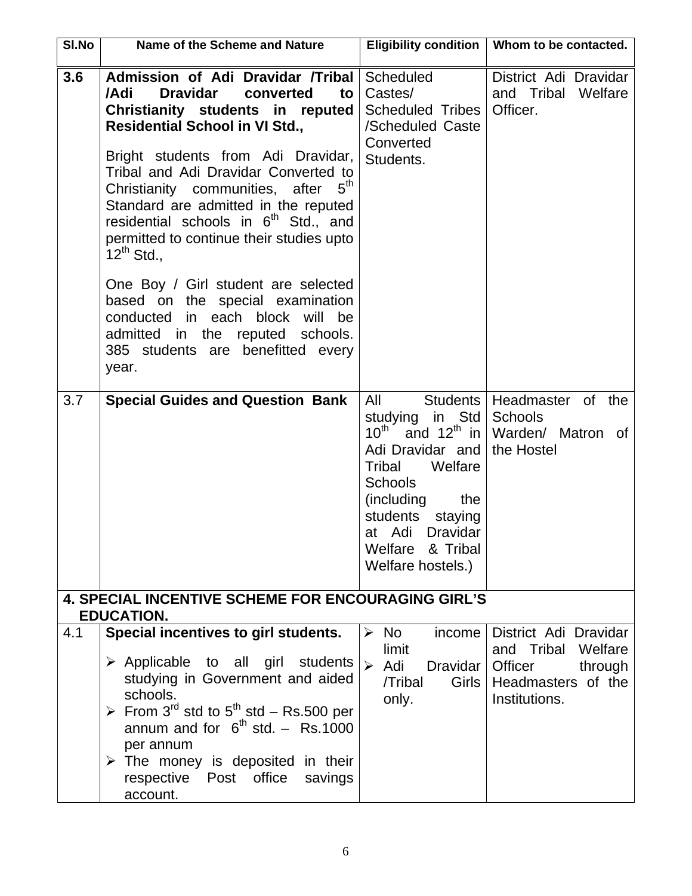| Sl.No | Name of the Scheme and Nature | Eligibility condition | Whom to be contacted. |
|---|---|---|---|
| **3.6** | **Admission of Adi Dravidar /Tribal /Adi Dravidar converted to Christianity students in reputed Residential School in VI Std.,**<br><br>Bright students from Adi Dravidar, Tribal and Adi Dravidar Converted to Christianity communities, after 5th Standard are admitted in the reputed residential schools in 6th Std., and permitted to continue their studies upto 12th Std.,<br><br>One Boy / Girl student are selected based on the special examination conducted in each block will be admitted in the reputed schools. 385 students are benefitted every year. | Scheduled Castes/ Scheduled Tribes /Scheduled Caste Converted Students. | District Adi Dravidar and Tribal Welfare Officer. |
| 3.7 | **Special Guides and Question Bank** | All Students studying in Std 10th and 12th in Adi Dravidar and Tribal Welfare Schools (including the students staying at Adi Dravidar Welfare & Tribal Welfare hostels.) | Headmaster of the Schools<br>Warden/ Matron of the Hostel |
| **4. SPECIAL INCENTIVE SCHEME FOR ENCOURAGING GIRL'S EDUCATION.** | | | |
| 4.1 | **Special incentives to girl students.**<br>➢ Applicable to all girl students studying in Government and aided schools.<br>➢ From 3rd std to 5th std – Rs.500 per annum and for 6th std. – Rs.1000 per annum<br>➢ The money is deposited in their respective Post office savings account. | ➢ No income limit<br>➢ Adi Dravidar /Tribal Girls only. | District Adi Dravidar and Tribal Welfare Officer through Headmasters of the Institutions. |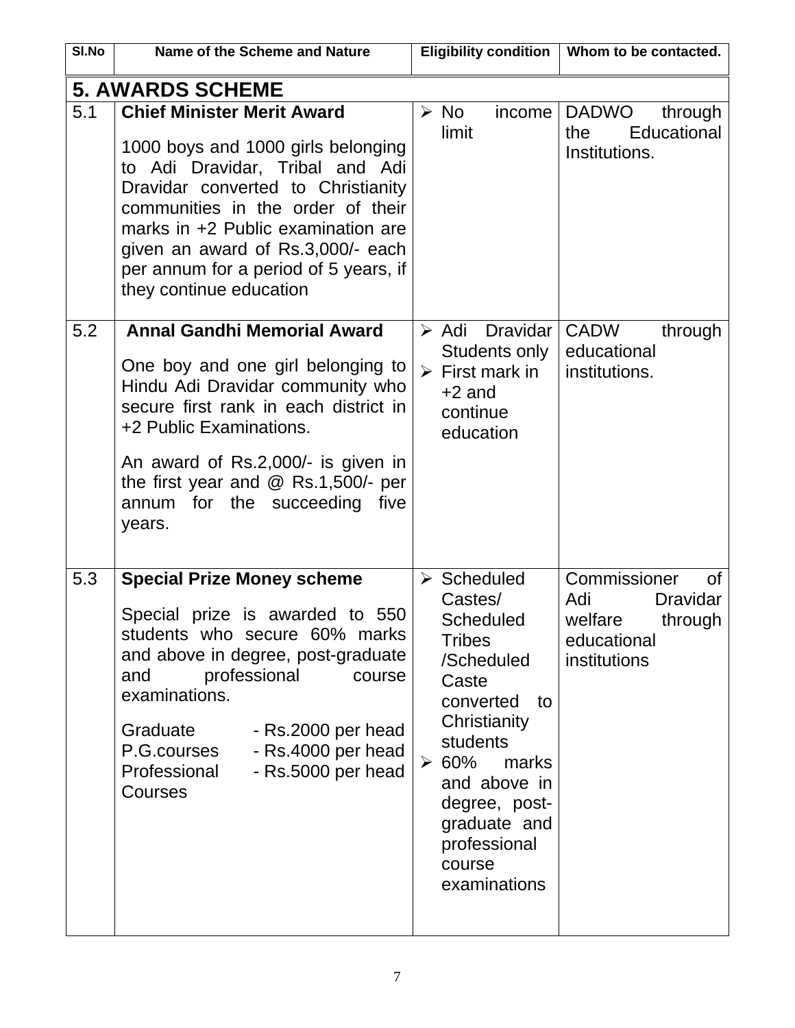| Sl.No | Name of the Scheme and Nature | Eligibility condition | Whom to be contacted. |
|---|---|---|---|
| **5. AWARDS SCHEME** | | | |
| 5.1 | **Chief Minister Merit Award**<br><br>1000 boys and 1000 girls belonging to Adi Dravidar, Tribal and Adi Dravidar converted to Christianity communities in the order of their marks in +2 Public examination are given an award of Rs.3,000/- each per annum for a period of 5 years, if they continue education | ➢ No income limit | DADWO through the Educational Institutions. |
| 5.2 | **Annal Gandhi Memorial Award**<br><br>One boy and one girl belonging to Hindu Adi Dravidar community who secure first rank in each district in +2 Public Examinations.<br><br>An award of Rs.2,000/- is given in the first year and @ Rs.1,500/- per annum for the succeeding five years. | ➢ Adi Dravidar Students only<br>➢ First mark in +2 and continue education | CADW through educational institutions. |
| 5.3 | **Special Prize Money scheme**<br><br>Special prize is awarded to 550 students who secure 60% marks and above in degree, post-graduate and professional course examinations.<br><br>Graduate - Rs.2000 per head<br>P.G.courses - Rs.4000 per head<br>Professional Courses - Rs.5000 per head | ➢ Scheduled Castes/ Scheduled Tribes /Scheduled Caste converted to Christianity students<br>➢ 60% marks and above in degree, post-graduate and professional course examinations | Commissioner of Adi Dravidar welfare through educational institutions |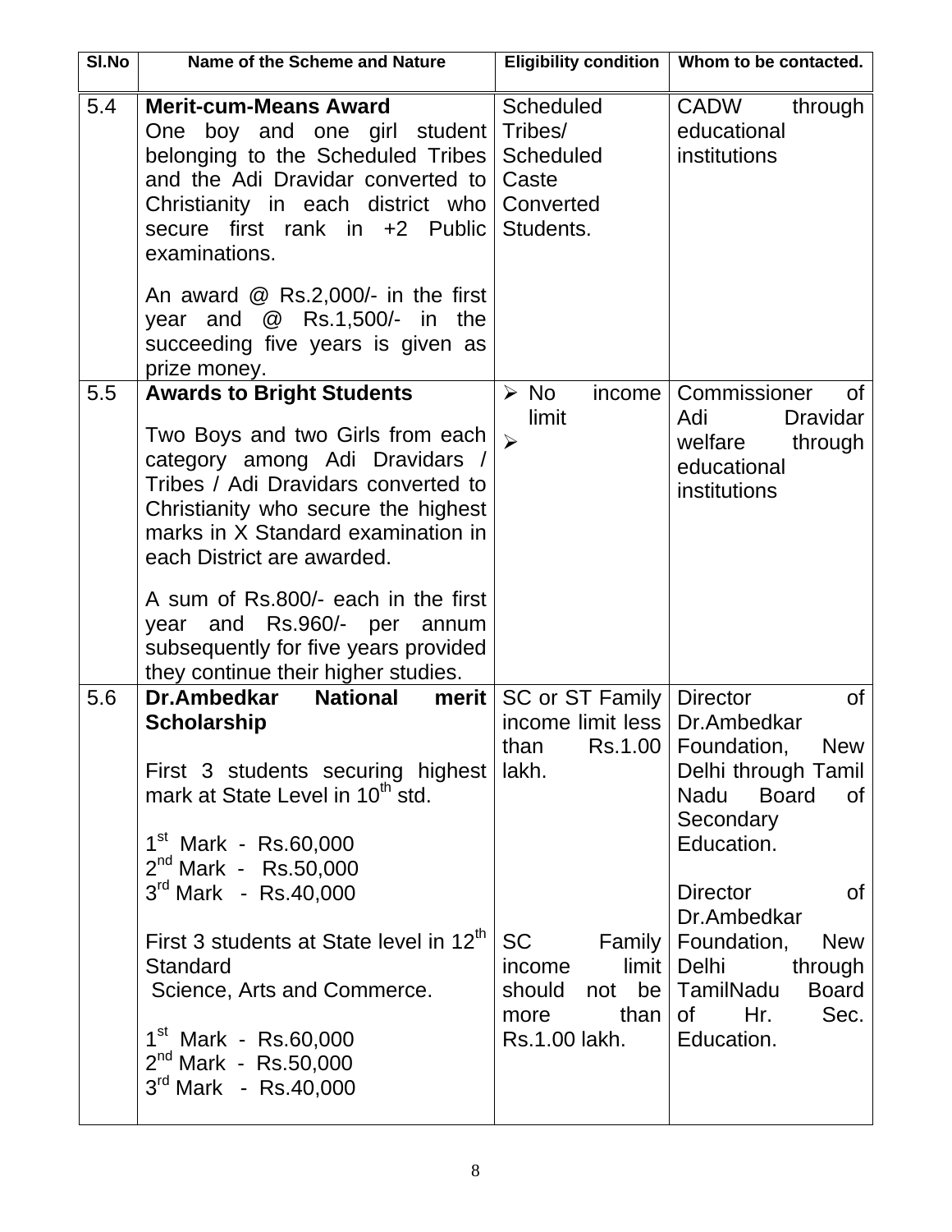| Sl.No | Name of the Scheme and Nature | Eligibility condition | Whom to be contacted. |
|---|---|---|---|
| 5.4 | **Merit-cum-Means Award**<br>One boy and one girl student belonging to the Scheduled Tribes and the Adi Dravidar converted to Christianity in each district who secure first rank in +2 Public examinations.<br><br>An award @ Rs.2,000/- in the first year and @ Rs.1,500/- in the succeeding five years is given as prize money. | Scheduled Tribes/ Scheduled Caste Converted Students. | CADW through educational institutions |
| 5.5 | **Awards to Bright Students**<br><br>Two Boys and two Girls from each category among Adi Dravidars / Tribes / Adi Dravidars converted to Christianity who secure the highest marks in X Standard examination in each District are awarded.<br><br>A sum of Rs.800/- each in the first year and Rs.960/- per annum subsequently for five years provided they continue their higher studies. | ➢ No income limit<br>➢ | Commissioner of Adi Dravidar welfare through educational institutions |
| 5.6 | **Dr.Ambedkar National merit Scholarship**<br><br>First 3 students securing highest mark at State Level in 10th std.<br><br>1st Mark - Rs.60,000<br>2nd Mark - Rs.50,000<br>3rd Mark - Rs.40,000<br><br>First 3 students at State level in 12th Standard<br>Science, Arts and Commerce.<br><br>1st Mark - Rs.60,000<br>2nd Mark - Rs.50,000<br>3rd Mark - Rs.40,000 | SC or ST Family income limit less than Rs.1.00 lakh.<br><br>SC Family income limit should not be more than Rs.1.00 lakh. | Director of Dr.Ambedkar Foundation, New Delhi through Tamil Nadu Board of Secondary Education.<br><br>Director of Dr.Ambedkar Foundation, New Delhi through TamilNadu Board of Hr. Sec. Education. |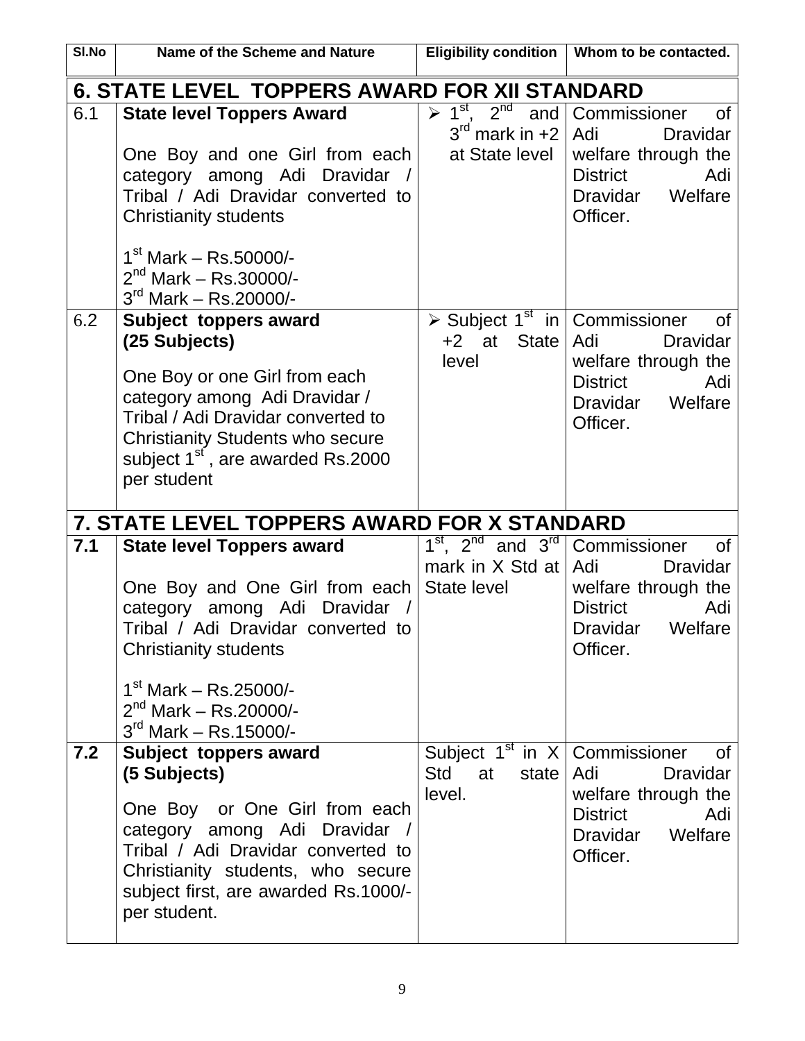| Sl.No | Name of the Scheme and Nature | Eligibility condition | Whom to be contacted. |
|---|---|---|---|
| **6. STATE LEVEL TOPPERS AWARD FOR XII STANDARD** | | | |
| 6.1 | **State level Toppers Award**<br><br>One Boy and one Girl from each category among Adi Dravidar / Tribal / Adi Dravidar converted to Christianity students<br><br>1st Mark – Rs.50000/-<br>2nd Mark – Rs.30000/-<br>3rd Mark – Rs.20000/- | ➢ 1st, 2nd and 3rd mark in +2 at State level | Commissioner of Adi Dravidar welfare through the District Adi Dravidar Welfare Officer. |
| 6.2 | **Subject toppers award (25 Subjects)**<br><br>One Boy or one Girl from each category among Adi Dravidar / Tribal / Adi Dravidar converted to Christianity Students who secure subject 1st , are awarded Rs.2000 per student | ➢ Subject 1st in +2 at State level | Commissioner of Adi Dravidar welfare through the District Adi Dravidar Welfare Officer. |
| **7. STATE LEVEL TOPPERS AWARD FOR X STANDARD** | | | |
| **7.1** | **State level Toppers award**<br><br>One Boy and One Girl from each category among Adi Dravidar / Tribal / Adi Dravidar converted to Christianity students<br><br>1st Mark – Rs.25000/-<br>2nd Mark – Rs.20000/-<br>3rd Mark – Rs.15000/- | 1st, 2nd and 3rd mark in X Std at State level | Commissioner of Adi Dravidar welfare through the District Adi Dravidar Welfare Officer. |
| **7.2** | **Subject toppers award (5 Subjects)**<br><br>One Boy or One Girl from each category among Adi Dravidar / Tribal / Adi Dravidar converted to Christianity students, who secure subject first, are awarded Rs.1000/- per student. | Subject 1st in X Std at state level. | Commissioner of Adi Dravidar welfare through the District Adi Dravidar Welfare Officer. |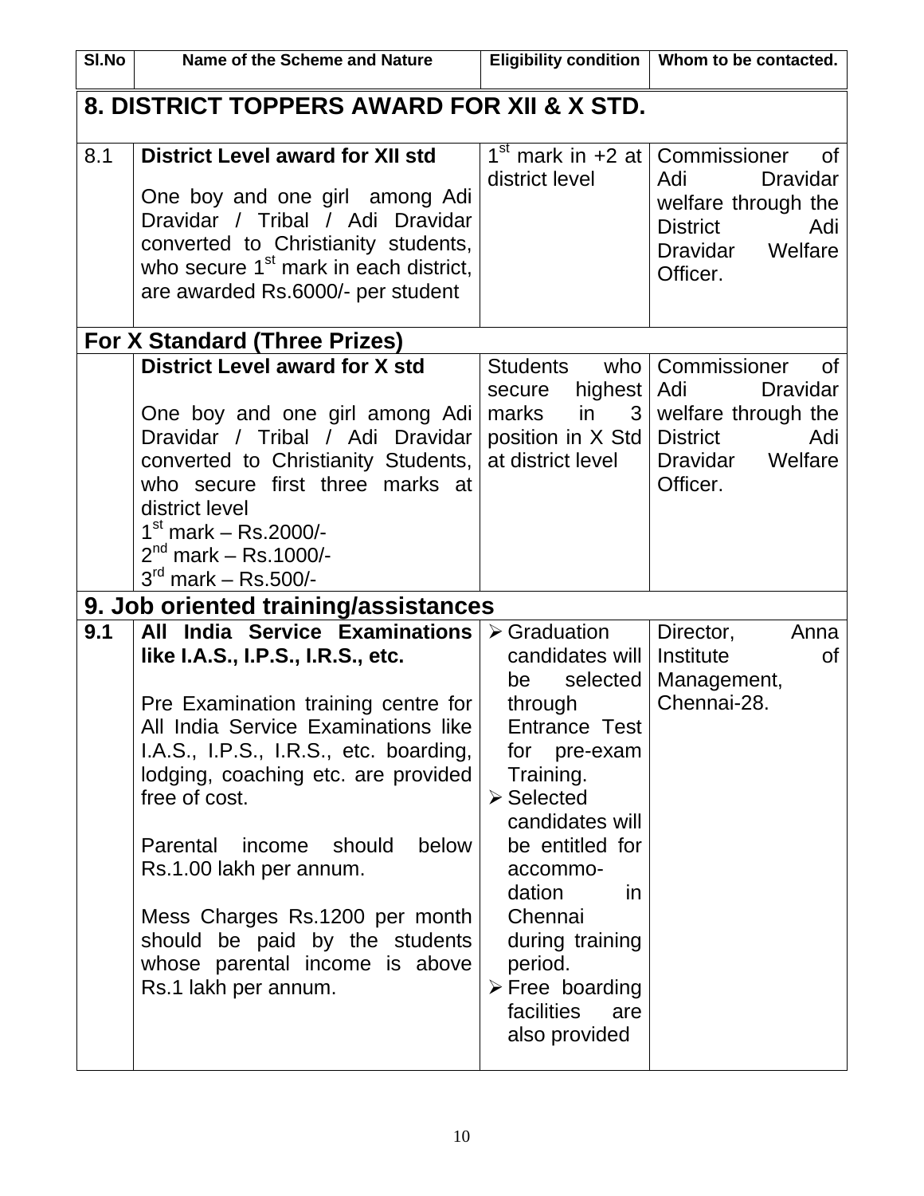| Sl.No | Name of the Scheme and Nature | Eligibility condition | Whom to be contacted. |
|---|---|---|---|
| **8. DISTRICT TOPPERS AWARD FOR XII & X STD.** | | | |
| 8.1 | **District Level award for XII std**<br><br>One boy and one girl among Adi Dravidar / Tribal / Adi Dravidar converted to Christianity students, who secure 1st mark in each district, are awarded Rs.6000/- per student | 1st mark in +2 at district level | Commissioner of Adi Dravidar welfare through the District Adi Dravidar Welfare Officer. |
| **For X Standard (Three Prizes)** | | | |
| | **District Level award for X std**<br><br>One boy and one girl among Adi Dravidar / Tribal / Adi Dravidar converted to Christianity Students, who secure first three marks at district level<br>1st mark – Rs.2000/-<br>2nd mark – Rs.1000/-<br>3rd mark – Rs.500/- | Students who secure highest marks in 3 position in X Std at district level | Commissioner of Adi Dravidar welfare through the District Adi Dravidar Welfare Officer. |
| **9. Job oriented training/assistances** | | | |
| **9.1** | **All India Service Examinations like I.A.S., I.P.S., I.R.S., etc.**<br><br>Pre Examination training centre for All India Service Examinations like I.A.S., I.P.S., I.R.S., etc. boarding, lodging, coaching etc. are provided free of cost.<br><br>Parental income should below Rs.1.00 lakh per annum.<br><br>Mess Charges Rs.1200 per month should be paid by the students whose parental income is above Rs.1 lakh per annum. | ➢ Graduation candidates will be selected through Entrance Test for pre-exam Training.<br>➢ Selected candidates will be entitled for accommo-dation in Chennai during training period.<br>➢ Free boarding facilities are also provided | Director, Anna Institute of Management, Chennai-28. |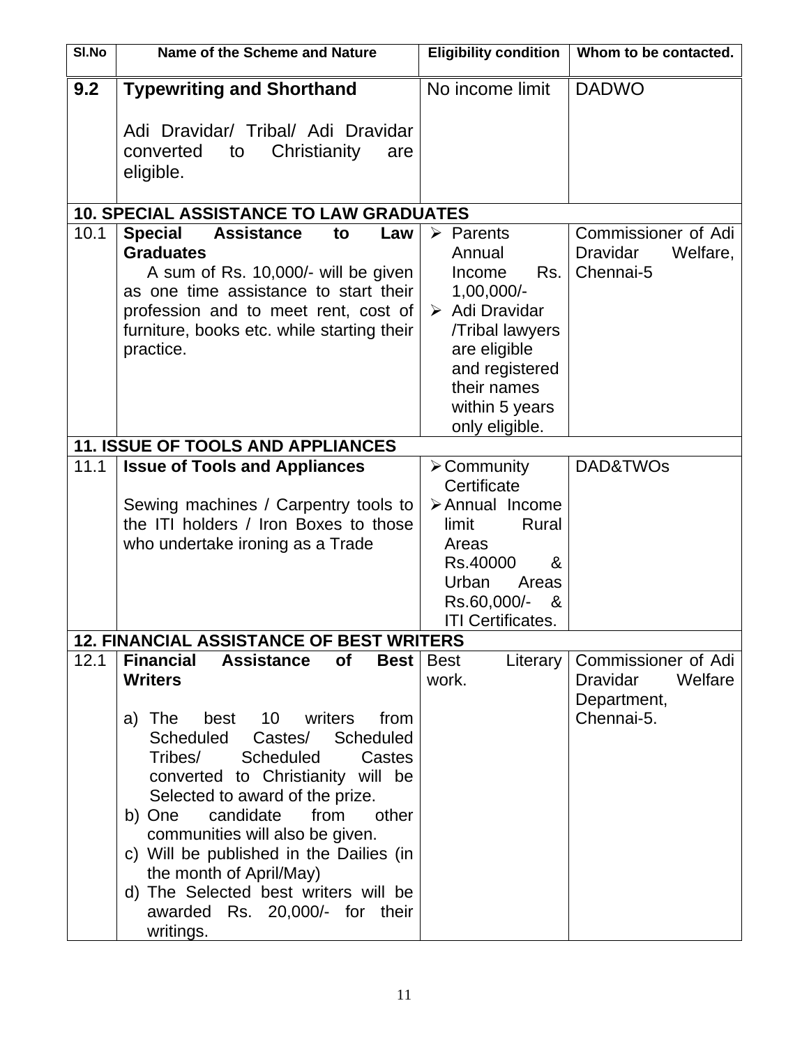| Sl.No | Name of the Scheme and Nature | Eligibility condition | Whom to be contacted. |
|---|---|---|---|
| **9.2** | **Typewriting and Shorthand**<br><br>Adi Dravidar/ Tribal/ Adi Dravidar converted to Christianity are eligible. | No income limit | DADWO |
| **10. SPECIAL ASSISTANCE TO LAW GRADUATES** | | | |
| 10.1 | **Special Assistance to Law Graduates**<br>A sum of Rs. 10,000/- will be given as one time assistance to start their profession and to meet rent, cost of furniture, books etc. while starting their practice. | ➢ Parents Annual Income Rs. 1,00,000/-<br>➢ Adi Dravidar /Tribal lawyers are eligible and registered their names within 5 years only eligible. | Commissioner of Adi Dravidar Welfare, Chennai-5 |
| **11. ISSUE OF TOOLS AND APPLIANCES** | | | |
| 11.1 | **Issue of Tools and Appliances**<br><br>Sewing machines / Carpentry tools to the ITI holders / Iron Boxes to those who undertake ironing as a Trade | ➢ Community Certificate<br>➢ Annual Income limit Rural Areas Rs.40000 & Urban Areas Rs.60,000/- & ITI Certificates. | DAD&TWOs |
| **12. FINANCIAL ASSISTANCE OF BEST WRITERS** | | | |
| 12.1 | **Financial Assistance of Best Writers**<br><br>a) The best 10 writers from Scheduled Castes/ Scheduled Tribes/ Scheduled Castes converted to Christianity will be Selected to award of the prize.<br>b) One candidate from other communities will also be given.<br>c) Will be published in the Dailies (in the month of April/May)<br>d) The Selected best writers will be awarded Rs. 20,000/- for their writings. | Best Literary work. | Commissioner of Adi Dravidar Welfare Department, Chennai-5. |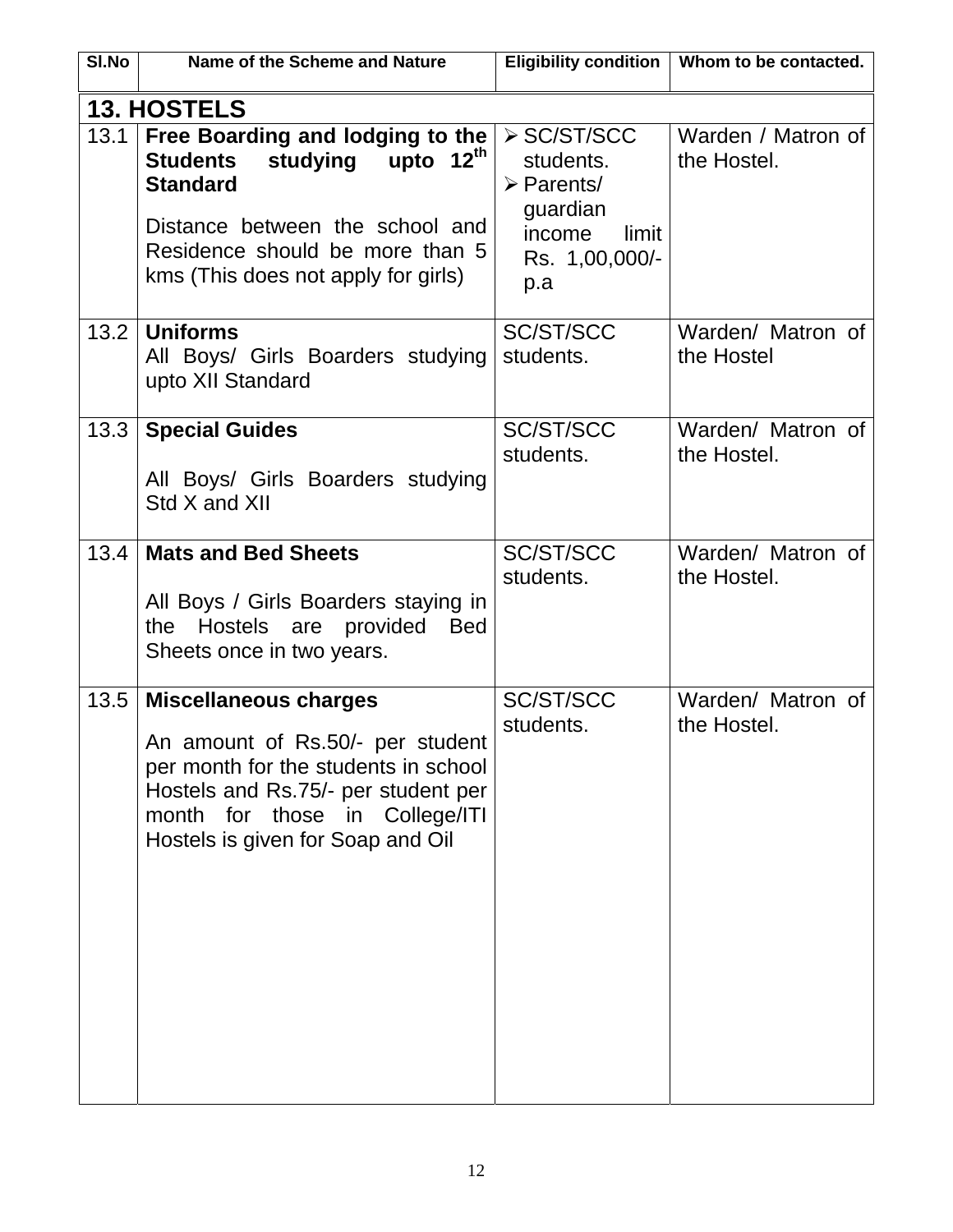| Sl.No | Name of the Scheme and Nature | Eligibility condition | Whom to be contacted. |
|---|---|---|---|
| **13. HOSTELS** | | | |
| 13.1 | **Free Boarding and lodging to the Students studying upto 12th Standard**<br><br>Distance between the school and Residence should be more than 5 kms (This does not apply for girls) | ➢ SC/ST/SCC students.<br>➢ Parents/ guardian income limit Rs. 1,00,000/- p.a | Warden / Matron of the Hostel. |
| 13.2 | **Uniforms**<br>All Boys/ Girls Boarders studying upto XII Standard | SC/ST/SCC students. | Warden/ Matron of the Hostel |
| 13.3 | **Special Guides**<br><br>All Boys/ Girls Boarders studying Std X and XII | SC/ST/SCC students. | Warden/ Matron of the Hostel. |
| 13.4 | **Mats and Bed Sheets**<br><br>All Boys / Girls Boarders staying in the Hostels are provided Bed Sheets once in two years. | SC/ST/SCC students. | Warden/ Matron of the Hostel. |
| 13.5 | **Miscellaneous charges**<br><br>An amount of Rs.50/- per student per month for the students in school Hostels and Rs.75/- per student per month for those in College/ITI Hostels is given for Soap and Oil | SC/ST/SCC students. | Warden/ Matron of the Hostel. |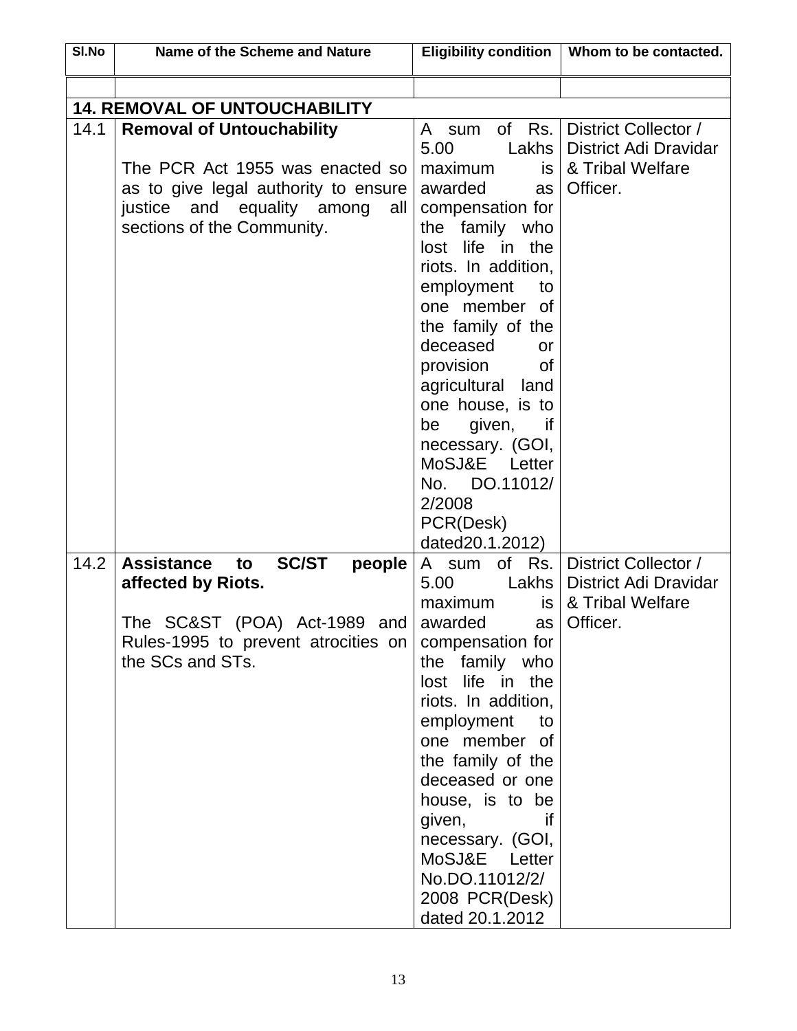| Sl.No | Name of the Scheme and Nature | Eligibility condition | Whom to be contacted. |
|---|---|---|---|
| | | | |
| **14. REMOVAL OF UNTOUCHABILITY** | | | |
| 14.1 | **Removal of Untouchability**<br><br>The PCR Act 1955 was enacted so as to give legal authority to ensure justice and equality among all sections of the Community. | A sum of Rs. 5.00 Lakhs maximum is awarded as compensation for the family who lost life in the riots. In addition, employment to one member of the family of the deceased or provision of agricultural land one house, is to be given, if necessary. (GOI, MoSJ&E Letter No. DO.11012/ 2/2008 PCR(Desk) dated20.1.2012) | District Collector / District Adi Dravidar & Tribal Welfare Officer. |
| 14.2 | **Assistance to SC/ST people affected by Riots.**<br><br>The SC&ST (POA) Act-1989 and Rules-1995 to prevent atrocities on the SCs and STs. | A sum of Rs. 5.00 Lakhs maximum is awarded as compensation for the family who lost life in the riots. In addition, employment to one member of the family of the deceased or one house, is to be given, if necessary. (GOI, MoSJ&E Letter No.DO.11012/2/ 2008 PCR(Desk) dated 20.1.2012 | District Collector / District Adi Dravidar & Tribal Welfare Officer. |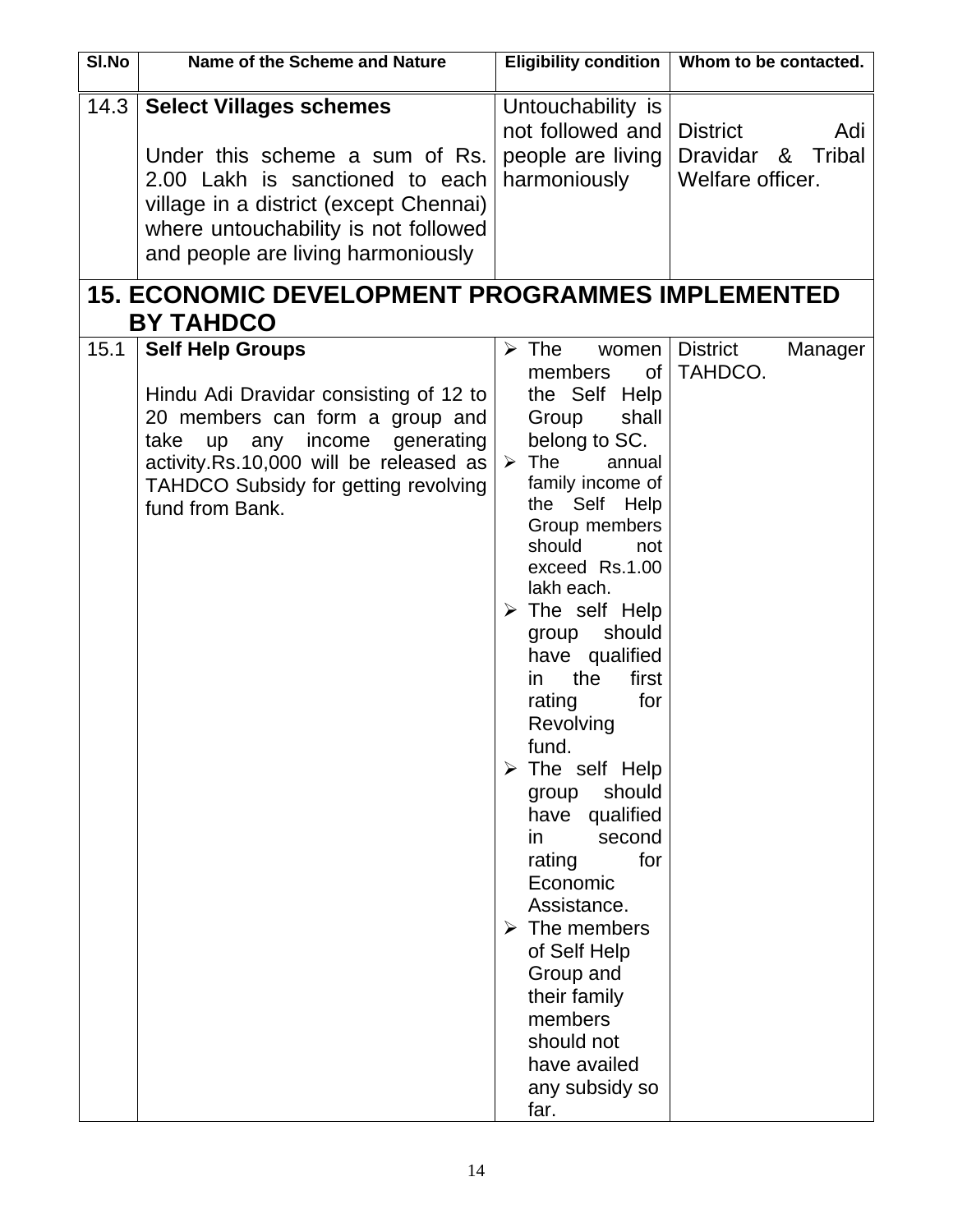| Sl.No | Name of the Scheme and Nature | Eligibility condition | Whom to be contacted. |
|---|---|---|---|
| 14.3 | **Select Villages schemes**<br><br>Under this scheme a sum of Rs. 2.00 Lakh is sanctioned to each village in a district (except Chennai) where untouchability is not followed and people are living harmoniously | Untouchability is not followed and people are living harmoniously | District Adi Dravidar & Tribal Welfare officer. |

## 15. ECONOMIC DEVELOPMENT PROGRAMMES IMPLEMENTED BY TAHDCO

| Sl.No | Name of the Scheme and Nature | Eligibility condition | Whom to be contacted. |
|---|---|---|---|
| 15.1 | **Self Help Groups**<br><br>Hindu Adi Dravidar consisting of 12 to 20 members can form a group and take up any income generating activity.Rs.10,000 will be released as TAHDCO Subsidy for getting revolving fund from Bank. | ➢ The women members of the Self Help Group shall belong to SC.<br>➢ The annual family income of the Self Help Group members should not exceed Rs.1.00 lakh each.<br>➢ The self Help group should have qualified in the first rating for Revolving fund.<br>➢ The self Help group should have qualified in second rating for Economic Assistance.<br>➢ The members of Self Help Group and their family members should not have availed any subsidy so far. | District Manager TAHDCO. |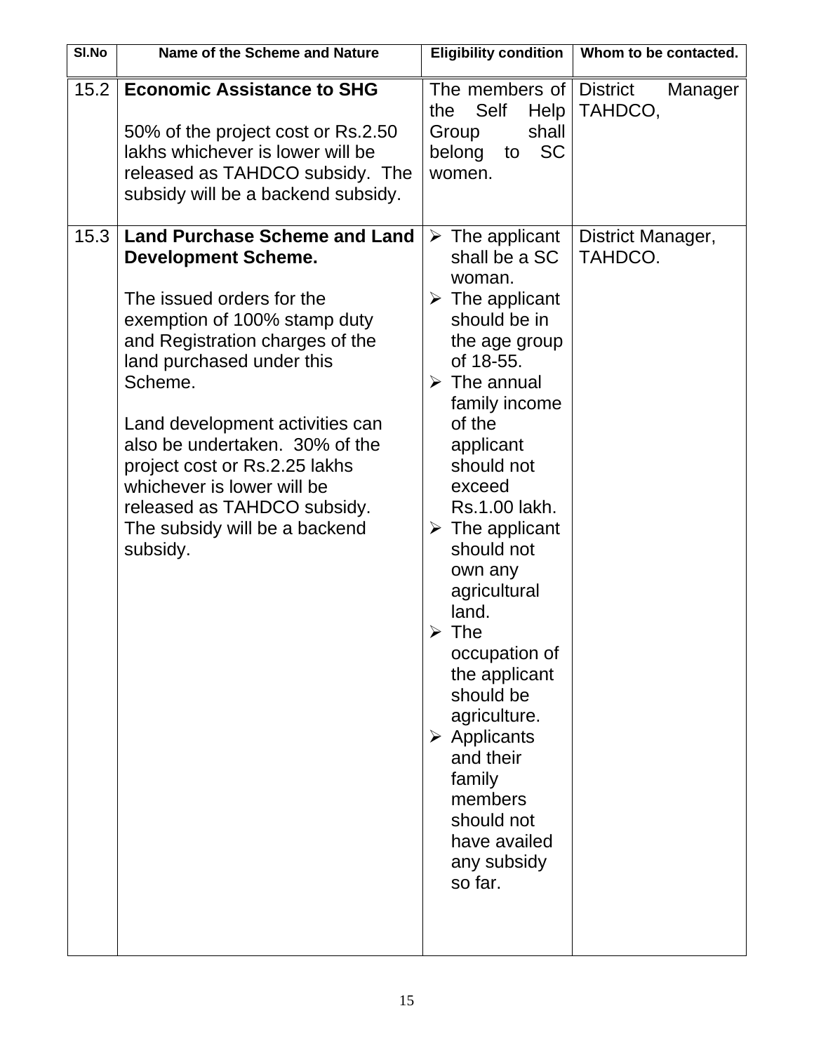| Sl.No | Name of the Scheme and Nature | Eligibility condition | Whom to be contacted. |
|---|---|---|---|
| 15.2 | **Economic Assistance to SHG**<br><br>50% of the project cost or Rs.2.50 lakhs whichever is lower will be released as TAHDCO subsidy. The subsidy will be a backend subsidy. | The members of the Self Help Group shall belong to SC women. | District Manager TAHDCO, |
| 15.3 | **Land Purchase Scheme and Land Development Scheme.**<br><br>The issued orders for the exemption of 100% stamp duty and Registration charges of the land purchased under this Scheme.<br><br>Land development activities can also be undertaken. 30% of the project cost or Rs.2.25 lakhs whichever is lower will be released as TAHDCO subsidy. The subsidy will be a backend subsidy. | ➢ The applicant shall be a SC woman.<br>➢ The applicant should be in the age group of 18-55.<br>➢ The annual family income of the applicant should not exceed Rs.1.00 lakh.<br>➢ The applicant should not own any agricultural land.<br>➢ The occupation of the applicant should be agriculture.<br>➢ Applicants and their family members should not have availed any subsidy so far. | District Manager, TAHDCO. |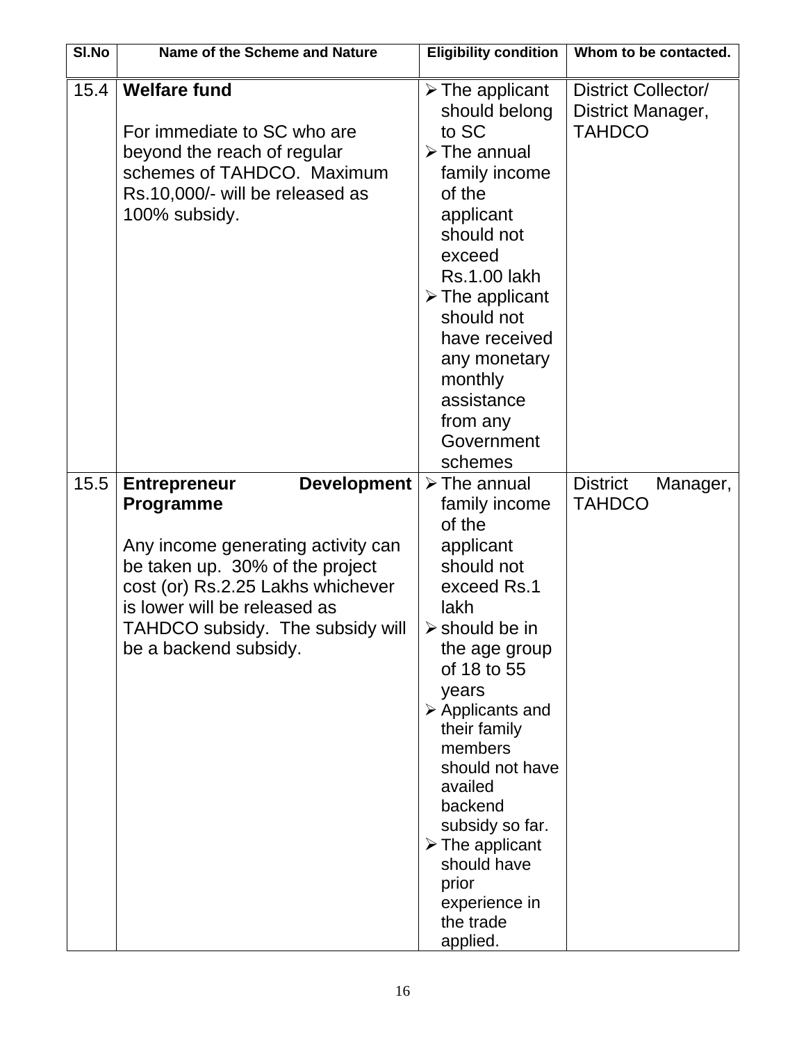| Sl.No | Name of the Scheme and Nature | Eligibility condition | Whom to be contacted. |
|---|---|---|---|
| 15.4 | **Welfare fund**<br><br>For immediate to SC who are beyond the reach of regular schemes of TAHDCO. Maximum Rs.10,000/- will be released as 100% subsidy. | ➢ The applicant should belong to SC<br>➢ The annual family income of the applicant should not exceed Rs.1.00 lakh<br>➢ The applicant should not have received any monetary monthly assistance from any Government schemes | District Collector/ District Manager, TAHDCO |
| 15.5 | **Entrepreneur Development Programme**<br><br>Any income generating activity can be taken up. 30% of the project cost (or) Rs.2.25 Lakhs whichever is lower will be released as TAHDCO subsidy. The subsidy will be a backend subsidy. | ➢ The annual family income of the applicant should not exceed Rs.1 lakh<br>➢ should be in the age group of 18 to 55 years<br>➢ Applicants and their family members should not have availed backend subsidy so far.<br>➢ The applicant should have prior experience in the trade applied. | District Manager, TAHDCO |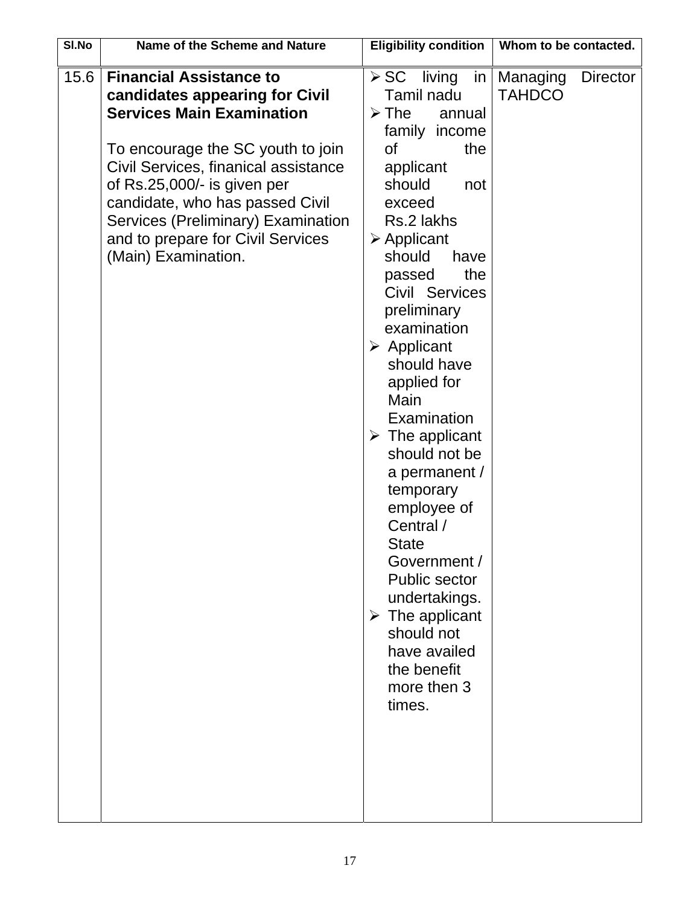| Sl.No | Name of the Scheme and Nature | Eligibility condition | Whom to be contacted. |
|---|---|---|---|
| 15.6 | **Financial Assistance to candidates appearing for Civil Services Main Examination**<br><br>To encourage the SC youth to join Civil Services, finanical assistance of Rs.25,000/- is given per candidate, who has passed Civil Services (Preliminary) Examination and to prepare for Civil Services (Main) Examination. | ➢ SC living in Tamil nadu<br>➢ The annual family income of the applicant should not exceed Rs.2 lakhs<br>➢ Applicant should have passed the Civil Services preliminary examination<br>➢ Applicant should have applied for Main Examination<br>➢ The applicant should not be a permanent / temporary employee of Central / State Government / Public sector undertakings.<br>➢ The applicant should not have availed the benefit more then 3 times. | Managing Director TAHDCO |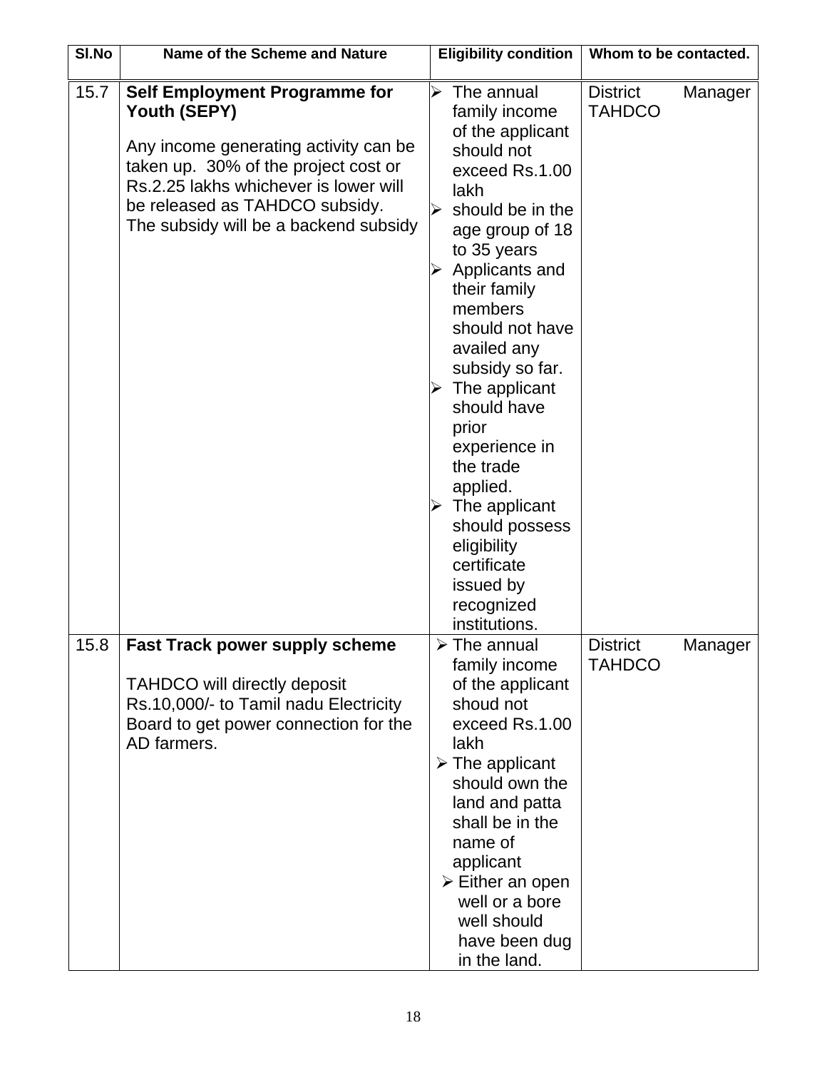| Sl.No | Name of the Scheme and Nature | Eligibility condition | Whom to be contacted. |
|---|---|---|---|
| 15.7 | **Self Employment Programme for Youth (SEPY)**<br><br>Any income generating activity can be taken up. 30% of the project cost or Rs.2.25 lakhs whichever is lower will be released as TAHDCO subsidy. The subsidy will be a backend subsidy | ➢ The annual family income of the applicant should not exceed Rs.1.00 lakh<br>➢ should be in the age group of 18 to 35 years<br>➢ Applicants and their family members should not have availed any subsidy so far.<br>➢ The applicant should have prior experience in the trade applied.<br>➢ The applicant should possess eligibility certificate issued by recognized institutions. | District Manager TAHDCO |
| 15.8 | **Fast Track power supply scheme**<br><br>TAHDCO will directly deposit Rs.10,000/- to Tamil nadu Electricity Board to get power connection for the AD farmers. | ➢ The annual family income of the applicant shoud not exceed Rs.1.00 lakh<br>➢ The applicant should own the land and patta shall be in the name of applicant<br>➢ Either an open well or a bore well should have been dug in the land. | District Manager TAHDCO |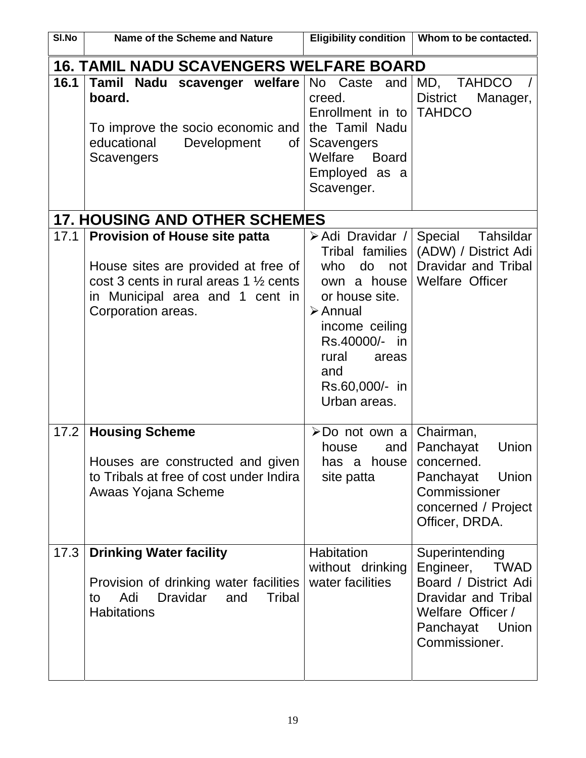| Sl.No | Name of the Scheme and Nature | Eligibility condition | Whom to be contacted. |
|---|---|---|---|
| **16. TAMIL NADU SCAVENGERS WELFARE BOARD** | | | |
| **16.1** | **Tamil Nadu scavenger welfare board.**<br><br>To improve the socio economic and educational Development of Scavengers | No Caste and creed.<br>Enrollment in to the Tamil Nadu Scavengers Welfare Board Employed as a Scavenger. | MD, TAHDCO / District Manager, TAHDCO |
| **17. HOUSING AND OTHER SCHEMES** | | | |
| 17.1 | **Provision of House site patta**<br><br>House sites are provided at free of cost 3 cents in rural areas 1 ½ cents in Municipal area and 1 cent in Corporation areas. | ➢ Adi Dravidar / Tribal families who do not own a house or house site.<br>➢ Annual income ceiling Rs.40000/- in rural areas and Rs.60,000/- in Urban areas. | Special Tahsildar (ADW) / District Adi Dravidar and Tribal Welfare Officer |
| 17.2 | **Housing Scheme**<br><br>Houses are constructed and given to Tribals at free of cost under Indira Awaas Yojana Scheme | ➢ Do not own a house and has a house site patta | Chairman, Panchayat Union concerned.<br>Panchayat Union Commissioner concerned / Project Officer, DRDA. |
| 17.3 | **Drinking Water facility**<br><br>Provision of drinking water facilities to Adi Dravidar and Tribal Habitations | Habitation without drinking water facilities | Superintending Engineer, TWAD Board / District Adi Dravidar and Tribal Welfare Officer / Panchayat Union Commissioner. |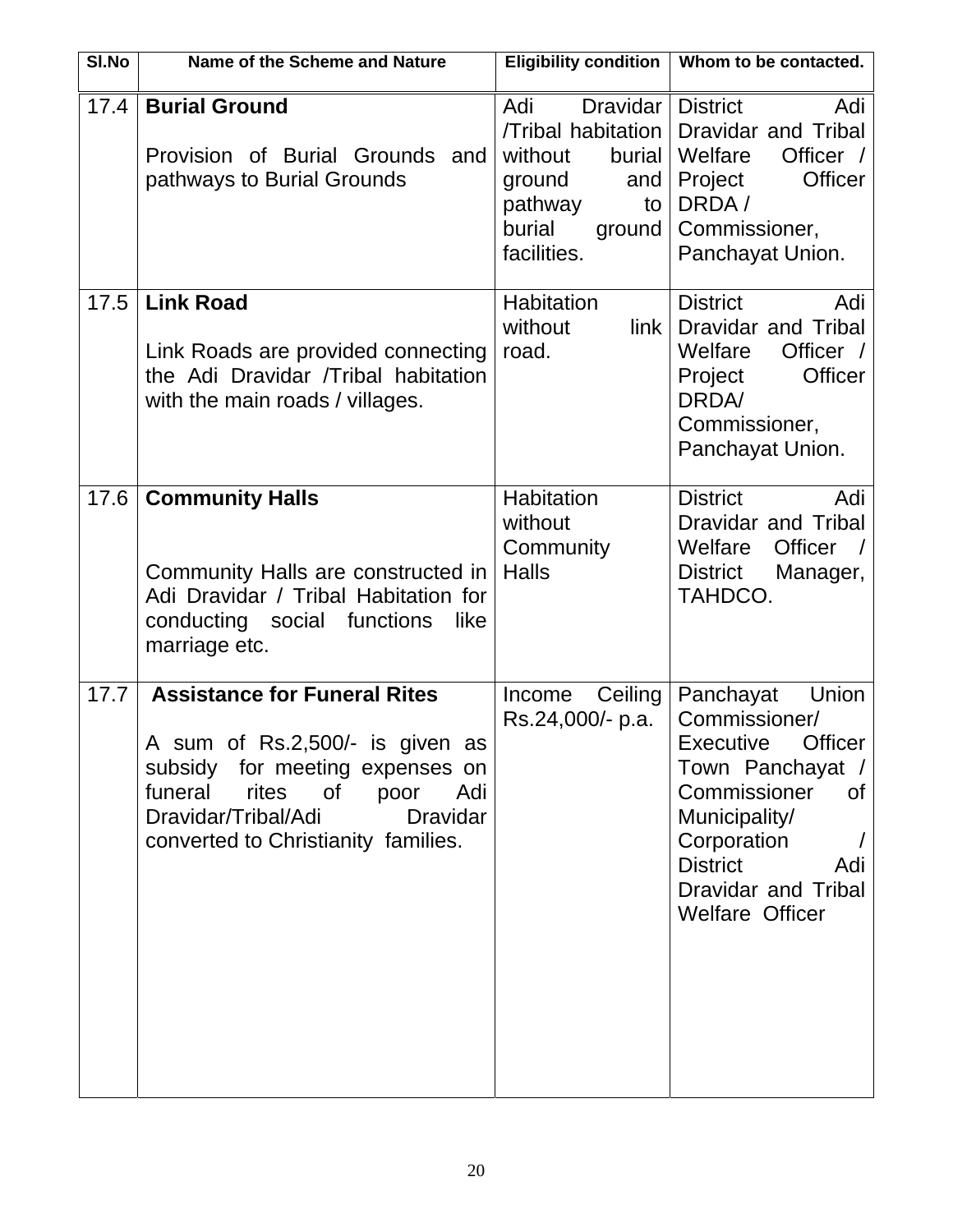| Sl.No | Name of the Scheme and Nature | Eligibility condition | Whom to be contacted. |
| --- | --- | --- | --- |
| 17.4 | **Burial Ground**<br><br>Provision of Burial Grounds and pathways to Burial Grounds | Adi Dravidar /Tribal habitation without burial ground and pathway to burial ground facilities. | District Adi Dravidar and Tribal Welfare Officer / Project Officer DRDA / Commissioner, Panchayat Union. |
| 17.5 | **Link Road**<br><br>Link Roads are provided connecting the Adi Dravidar /Tribal habitation with the main roads / villages. | Habitation without link road. | District Adi Dravidar and Tribal Welfare Officer / Project Officer DRDA/ Commissioner, Panchayat Union. |
| 17.6 | **Community Halls**<br><br>Community Halls are constructed in Adi Dravidar / Tribal Habitation for conducting social functions like marriage etc. | Habitation without Community Halls | District Adi Dravidar and Tribal Welfare Officer / District Manager, TAHDCO. |
| 17.7 | **Assistance for Funeral Rites**<br><br>A sum of Rs.2,500/- is given as subsidy for meeting expenses on funeral rites of poor Adi Dravidar/Tribal/Adi Dravidar converted to Christianity families. | Income Ceiling Rs.24,000/- p.a. | Panchayat Union Commissioner/ Executive Officer Town Panchayat / Commissioner of Municipality/ Corporation / District Adi Dravidar and Tribal Welfare Officer |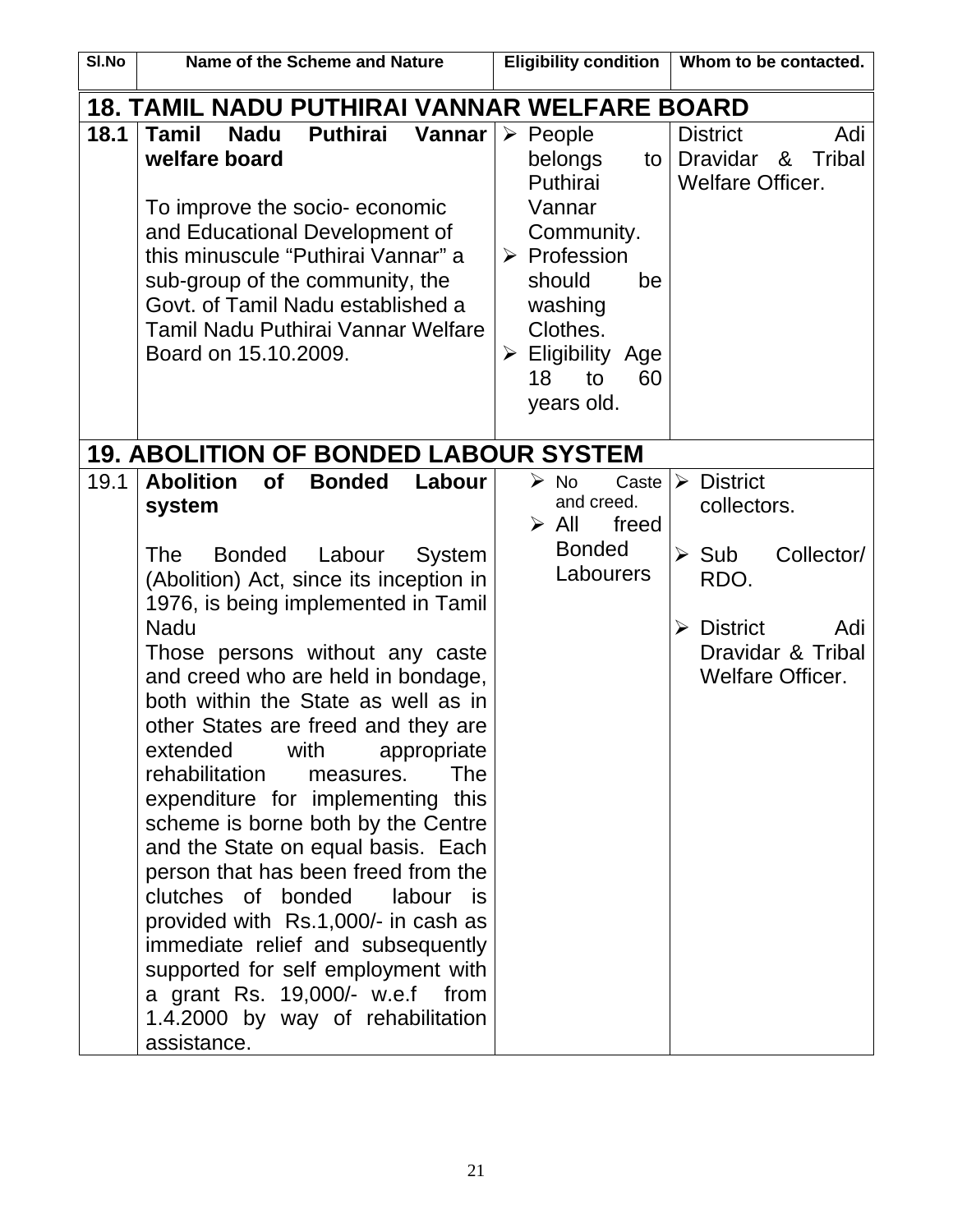| Sl.No | Name of the Scheme and Nature | Eligibility condition | Whom to be contacted. |
|---|---|---|---|
| **18. TAMIL NADU PUTHIRAI VANNAR WELFARE BOARD** | | | |
| **18.1** | **Tamil Nadu Puthirai Vannar welfare board**<br><br>To improve the socio- economic and Educational Development of this minuscule “Puthirai Vannar” a sub-group of the community, the Govt. of Tamil Nadu established a Tamil Nadu Puthirai Vannar Welfare Board on 15.10.2009. | ➢ People belongs to Puthirai Vannar Community.<br>➢ Profession should be washing Clothes.<br>➢ Eligibility Age 18 to 60 years old. | District Adi Dravidar & Tribal Welfare Officer. |
| **19. ABOLITION OF BONDED LABOUR SYSTEM** | | | |
| 19.1 | **Abolition of Bonded Labour system**<br><br>The Bonded Labour System (Abolition) Act, since its inception in 1976, is being implemented in Tamil Nadu<br>Those persons without any caste and creed who are held in bondage, both within the State as well as in other States are freed and they are extended with appropriate rehabilitation measures. The expenditure for implementing this scheme is borne both by the Centre and the State on equal basis. Each person that has been freed from the clutches of bonded labour is provided with Rs.1,000/- in cash as immediate relief and subsequently supported for self employment with a grant Rs. 19,000/- w.e.f from 1.4.2000 by way of rehabilitation assistance. | ➢ No Caste and creed.<br>➢ All freed Bonded Labourers | ➢ District collectors.<br><br>➢ Sub Collector/ RDO.<br><br>➢ District Adi Dravidar & Tribal Welfare Officer. |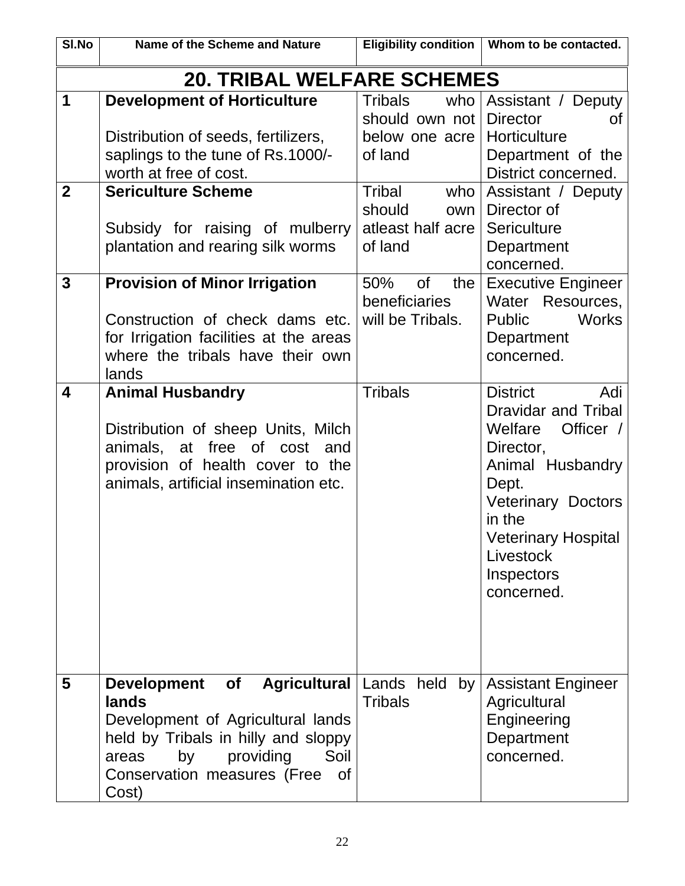| Sl.No | Name of the Scheme and Nature | Eligibility condition | Whom to be contacted. |
|---|---|---|---|
| **20. TRIBAL WELFARE SCHEMES** | | | |
| **1** | **Development of Horticulture**<br><br>Distribution of seeds, fertilizers, saplings to the tune of Rs.1000/- worth at free of cost. | Tribals who should own not below one acre of land | Assistant / Deputy Director of Horticulture Department of the District concerned. |
| **2** | **Sericulture Scheme**<br><br>Subsidy for raising of mulberry plantation and rearing silk worms | Tribal who should own atleast half acre of land | Assistant / Deputy Director of Sericulture Department concerned. |
| **3** | **Provision of Minor Irrigation**<br><br>Construction of check dams etc. for Irrigation facilities at the areas where the tribals have their own lands | 50% of the beneficiaries will be Tribals. | Executive Engineer Water Resources, Public Works Department concerned. |
| **4** | **Animal Husbandry**<br><br>Distribution of sheep Units, Milch animals, at free of cost and provision of health cover to the animals, artificial insemination etc. | Tribals | District Adi Dravidar and Tribal Welfare Officer / Director, Animal Husbandry Dept. Veterinary Doctors in the Veterinary Hospital Livestock Inspectors concerned. |
| **5** | **Development of Agricultural lands**<br>Development of Agricultural lands held by Tribals in hilly and sloppy areas by providing Soil Conservation measures (Free of Cost) | Lands held by Tribals | Assistant Engineer Agricultural Engineering Department concerned. |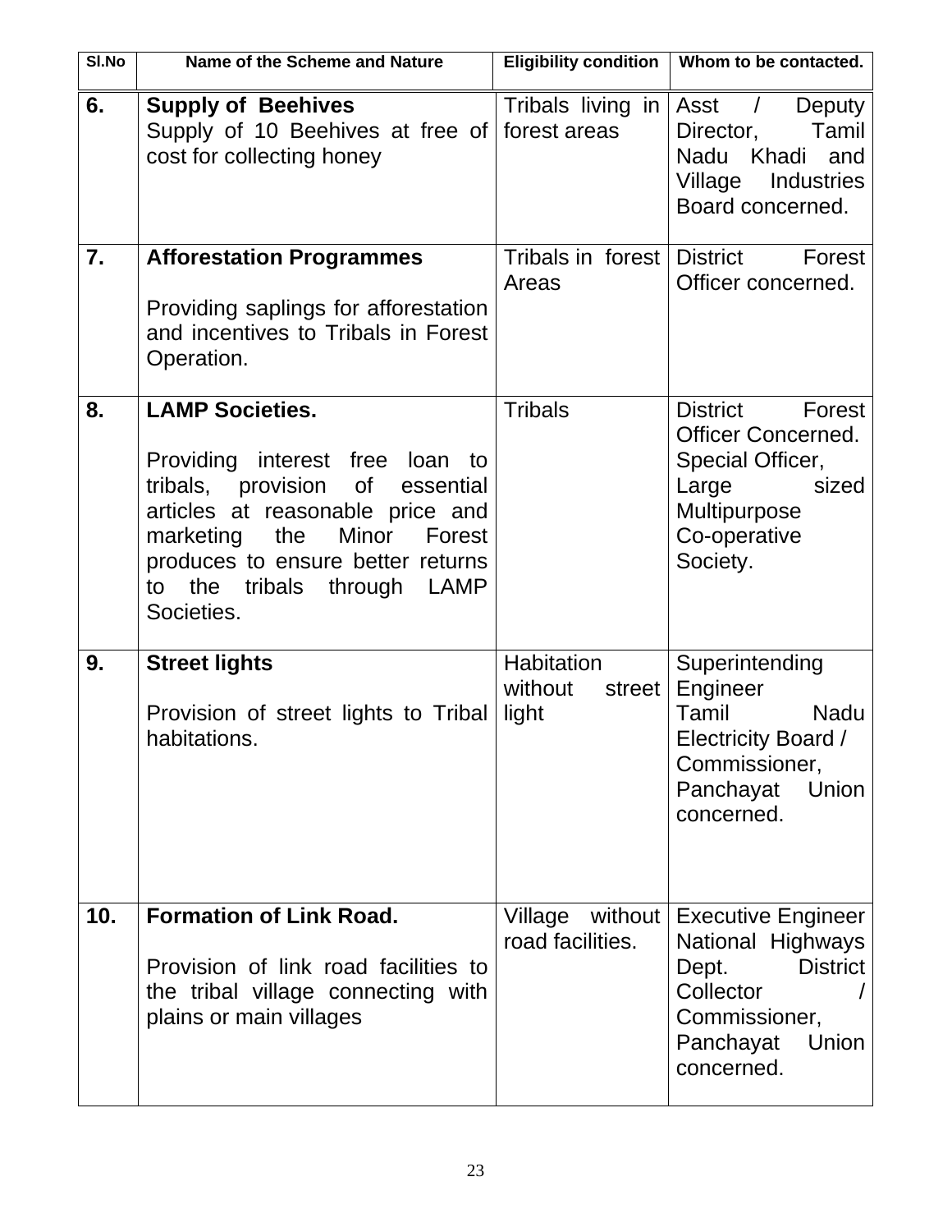| Sl.No | Name of the Scheme and Nature | Eligibility condition | Whom to be contacted. |
|---|---|---|---|
| 6. | **Supply of Beehives**<br>Supply of 10 Beehives at free of cost for collecting honey | Tribals living in forest areas | Asst / Deputy Director, Tamil Nadu Khadi and Village Industries Board concerned. |
| 7. | **Afforestation Programmes**<br><br>Providing saplings for afforestation and incentives to Tribals in Forest Operation. | Tribals in forest Areas | District Forest Officer concerned. |
| 8. | **LAMP Societies.**<br><br>Providing interest free loan to tribals, provision of essential articles at reasonable price and marketing the Minor Forest produces to ensure better returns to the tribals through LAMP Societies. | Tribals | District Forest Officer Concerned.<br>Special Officer, Large sized Multipurpose Co-operative Society. |
| 9. | **Street lights**<br><br>Provision of street lights to Tribal habitations. | Habitation without street light | Superintending Engineer<br>Tamil Nadu Electricity Board / Commissioner, Panchayat Union concerned. |
| 10. | **Formation of Link Road.**<br><br>Provision of link road facilities to the tribal village connecting with plains or main villages | Village without road facilities. | Executive Engineer National Highways Dept. District Collector / Commissioner, Panchayat Union concerned. |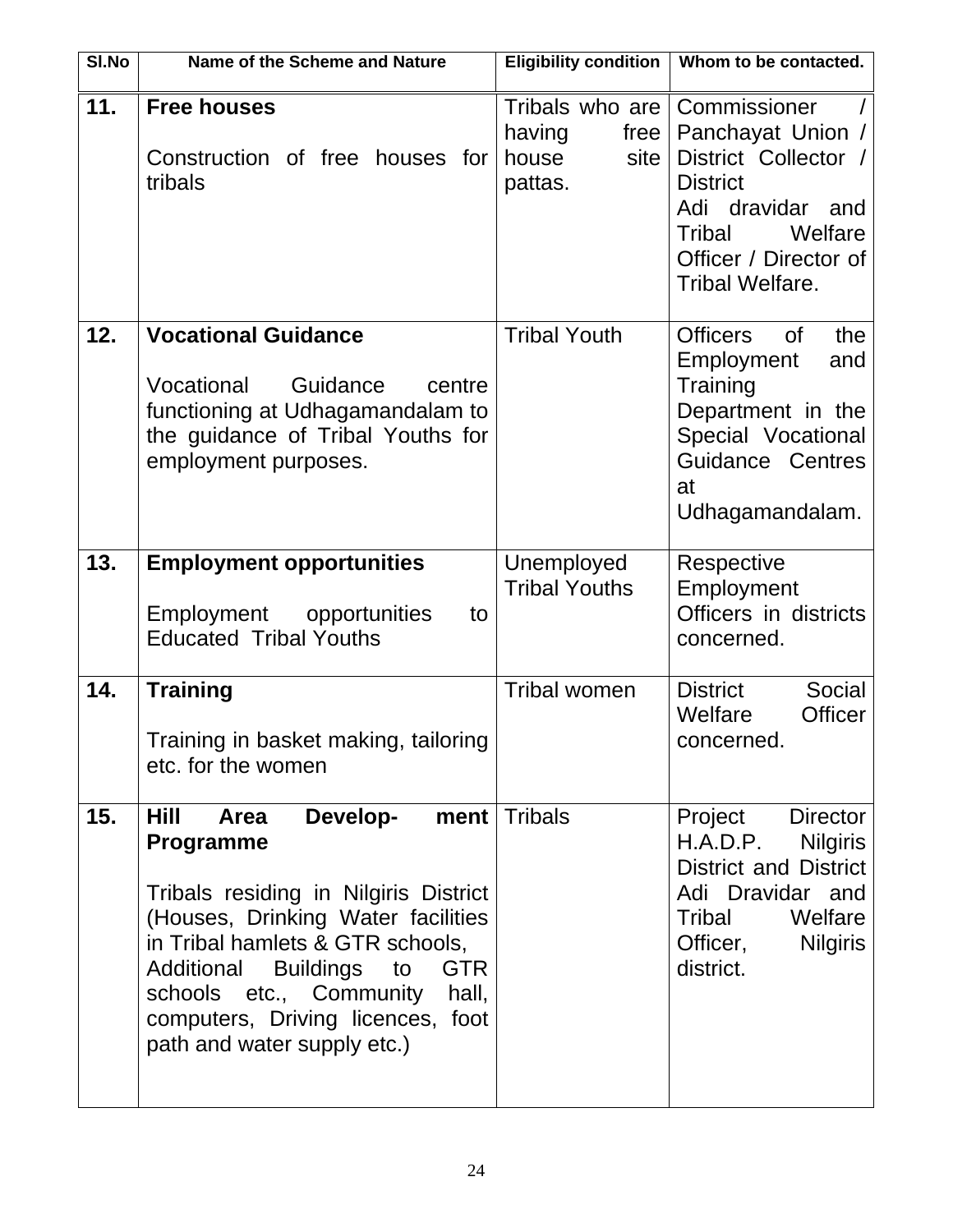| Sl.No | Name of the Scheme and Nature | Eligibility condition | Whom to be contacted. |
|---|---|---|---|
| 11. | **Free houses**<br><br>Construction of free houses for tribals | Tribals who are having free house site pattas. | Commissioner / Panchayat Union / District Collector / District Adi dravidar and Tribal Welfare Officer / Director of Tribal Welfare. |
| 12. | **Vocational Guidance**<br><br>Vocational Guidance centre functioning at Udhagamandalam to the guidance of Tribal Youths for employment purposes. | Tribal Youth | Officers of the Employment and Training Department in the Special Vocational Guidance Centres at Udhagamandalam. |
| 13. | **Employment opportunities**<br><br>Employment opportunities to Educated Tribal Youths | Unemployed Tribal Youths | Respective Employment Officers in districts concerned. |
| 14. | **Training**<br><br>Training in basket making, tailoring etc. for the women | Tribal women | District Social Welfare Officer concerned. |
| 15. | **Hill Area Develop- ment Programme**<br><br>Tribals residing in Nilgiris District (Houses, Drinking Water facilities in Tribal hamlets & GTR schools, Additional Buildings to GTR schools etc., Community hall, computers, Driving licences, foot path and water supply etc.) | Tribals | Project Director H.A.D.P. Nilgiris District and District Adi Dravidar and Tribal Welfare Officer, Nilgiris district. |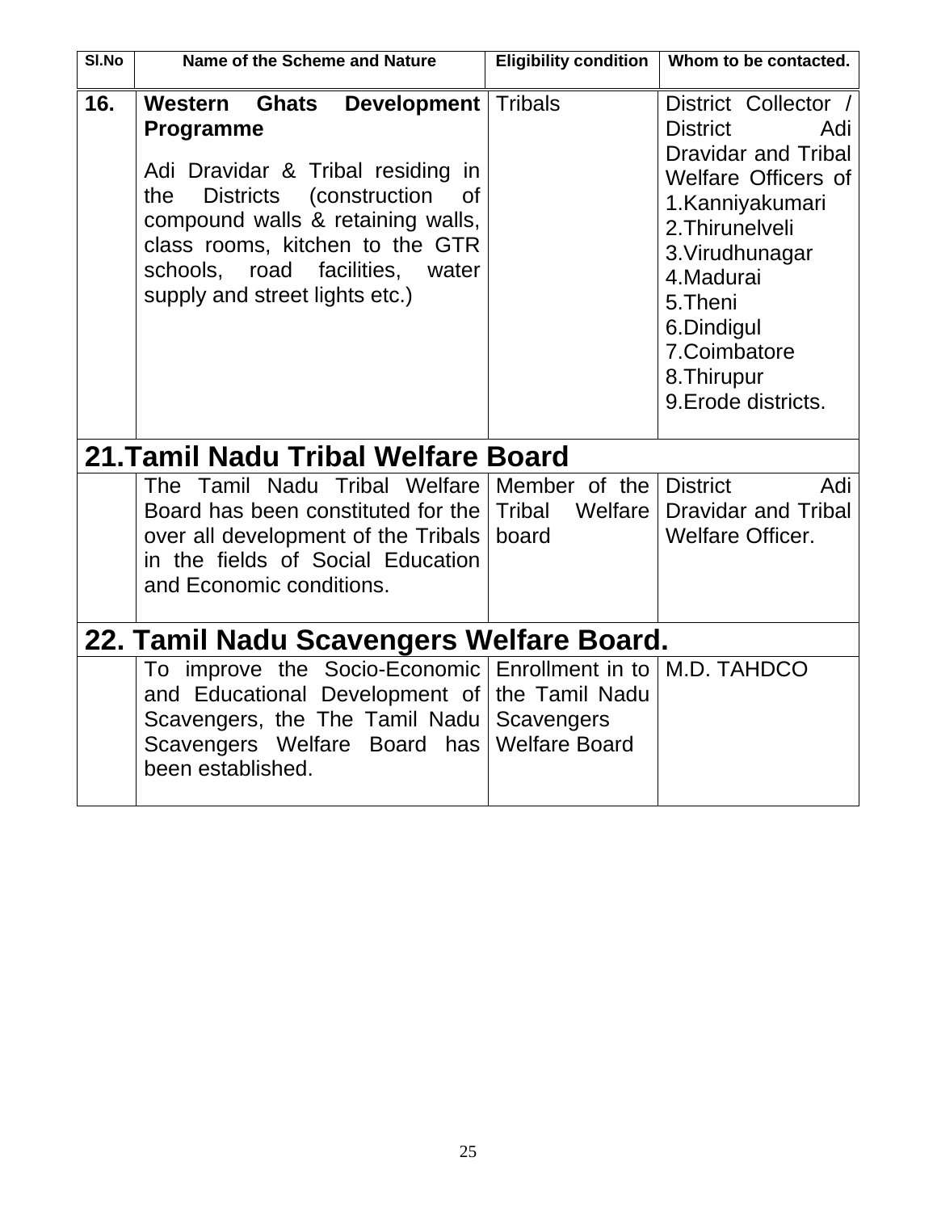| Sl.No | Name of the Scheme and Nature | Eligibility condition | Whom to be contacted. |
|---|---|---|---|
| **16.** | **Western Ghats Development Programme**<br><br>Adi Dravidar & Tribal residing in the Districts (construction of compound walls & retaining walls, class rooms, kitchen to the GTR schools, road facilities, water supply and street lights etc.) | Tribals | District Collector / District Adi Dravidar and Tribal Welfare Officers of<br>1.Kanniyakumari<br>2.Thirunelveli<br>3.Virudhunagar<br>4.Madurai<br>5.Theni<br>6.Dindigul<br>7.Coimbatore<br>8.Thirupur<br>9.Erode districts. |
| **21.Tamil Nadu Tribal Welfare Board** | | | |
| | The Tamil Nadu Tribal Welfare Board has been constituted for the over all development of the Tribals in the fields of Social Education and Economic conditions. | Member of the Tribal Welfare board | District Adi Dravidar and Tribal Welfare Officer. |
| **22. Tamil Nadu Scavengers Welfare Board.** | | | |
| | To improve the Socio-Economic and Educational Development of Scavengers, the The Tamil Nadu Scavengers Welfare Board has been established. | Enrollment in to the Tamil Nadu Scavengers Welfare Board | M.D. TAHDCO |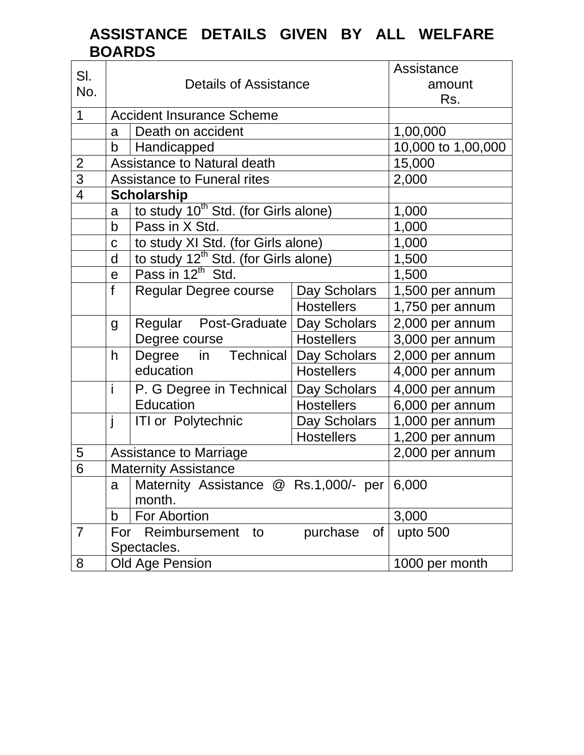# ASSISTANCE DETAILS GIVEN BY ALL WELFARE BOARDS

| Sl. No. | Details of Assistance | | | Assistance amount Rs. |
|---|---|---|---|---|
| 1 | Accident Insurance Scheme | | | |
| | a | Death on accident | | 1,00,000 |
| | b | Handicapped | | 10,000 to 1,00,000 |
| 2 | Assistance to Natural death | | | 15,000 |
| 3 | Assistance to Funeral rites | | | 2,000 |
| 4 | **Scholarship** | | | |
| | a | to study 10th Std. (for Girls alone) | | 1,000 |
| | b | Pass in X Std. | | 1,000 |
| | c | to study XI Std. (for Girls alone) | | 1,000 |
| | d | to study 12th Std. (for Girls alone) | | 1,500 |
| | e | Pass in 12th Std. | | 1,500 |
| | f | Regular Degree course | Day Scholars | 1,500 per annum |
| | | | Hostellers | 1,750 per annum |
| | g | Regular Post-Graduate Degree course | Day Scholars | 2,000 per annum |
| | | | Hostellers | 3,000 per annum |
| | h | Degree in Technical education | Day Scholars | 2,000 per annum |
| | | | Hostellers | 4,000 per annum |
| | i | P. G Degree in Technical Education | Day Scholars | 4,000 per annum |
| | | | Hostellers | 6,000 per annum |
| | j | ITI or Polytechnic | Day Scholars | 1,000 per annum |
| | | | Hostellers | 1,200 per annum |
| 5 | Assistance to Marriage | | | 2,000 per annum |
| 6 | Maternity Assistance | | | |
| | a | Maternity Assistance @ Rs.1,000/- per month. | | 6,000 |
| | b | For Abortion | | 3,000 |
| 7 | For Reimbursement to purchase of Spectacles. | | | upto 500 |
| 8 | Old Age Pension | | | 1000 per month |